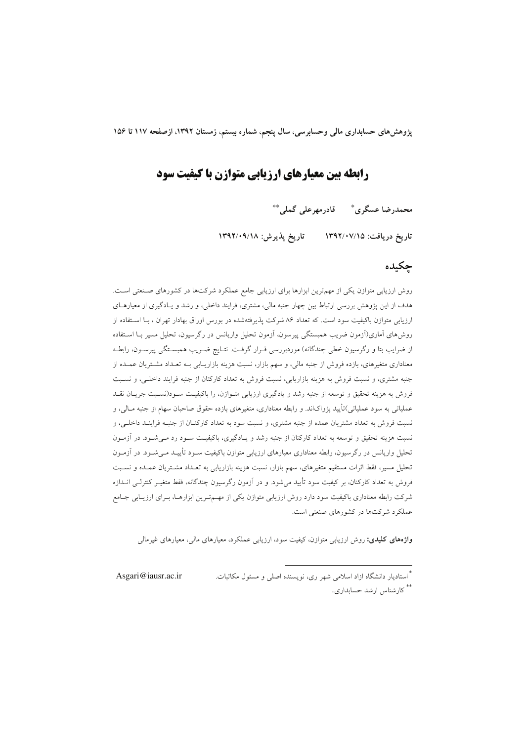# رابطه بین معیارهای ارزیابی متوازن با کیفیت سود

**محمدرضا عسگری[*] قادرمهرعلی گملی[**]**

**تاریخ دریافت: ۱۳۹۲/۰۷/۱۵ تاریخ پذیرش: ۱۳۹۲/۰۹/۱۸**

## چکیده

روش ارزیابی متوازن یکی از مهم‌ترین ابزارها برای ارزیابی جامع عملکرد شرکت‌ها در کشورهای صنعتی است. هدف از این پژوهش بررسی ارتباط بین چهار جنبه مالی، مشتری، فرایند داخلی، و رشد و یادگیری از معیارهای ارزیابی متوازن باکیفیت سود است. که تعداد ۸۶ شرکت پذیرفته‌شده در بورس اوراق بهادار تهران ، با استفاده از روش‌های آماری(آزمون ضریب همبستگی پیرسون، آزمون تحلیل واریانس در رگرسیون، تحلیل مسیر با استفاده از ضرایب بتا و رگرسیون خطی چندگانه) موردبررسی قرار گرفت. نتایج ضریب همبستگی پیرسون، رابطه معناداری متغیرهای، بازده فروش از جنبه مالی، و سهم بازار، نسبت هزینه بازاریابی به تعداد مشتریان عمده از جنبه مشتری، و نسبت فروش به هزینه بازاریابی، نسبت فروش به تعداد کارکنان از جنبه فرایند داخلی، و نسبت فروش به هزینه تحقیق و توسعه از جنبه رشد و یادگیری ارزیابی متوازن، را باکیفیت سود(نسبت جریان نقد عملیاتی به سود عملیاتی)تأیید پژواک‌اند. و رابطه معناداری، متغیرهای بازده حقوق صاحبان سهام از جنبه مالی، و نسبت فروش به تعداد مشتریان عمده از جنبه مشتری، و نسبت سود به تعداد کارکنان از جنبه فرایند داخلی، و نسبت هزینه تحقیق و توسعه به تعداد کارکنان از جنبه رشد و یادگیری، باکیفیت سود رد می‌شود. در آزمون تحلیل واریانس در رگرسیون، رابطه معناداری معیارهای ارزیابی متوازن باکیفیت سود تأیید می‌شود. در آزمون تحلیل مسیر، فقط اثرات مستقیم متغیرهای، سهم بازار، نسبت هزینه بازاریابی به تعداد مشتریان عمده و نسبت فروش به تعداد کارکنان، بر کیفیت سود تأیید می‌شود. و در آزمون رگرسیون چندگانه، فقط متغیر کنترلی اندازه شرکت رابطه معناداری باکیفیت سود دارد روش ارزیابی متوازن یکی از مهم‌ترین ابزارها، برای ارزیابی جامع عملکرد شرکت‌ها در کشورهای صنعتی است.

**واژه‌های کلیدی:** روش ارزیابی متوازن، کیفیت سود، ارزیابی عملکرد، معیارهای مالی، معیارهای غیرمالی

---

[*] استادیار دانشگاه ازاد اسلامی شهر ری، نویسنده اصلی و مسئول مکاتبات. Asgari@iausr.ac.ir

[**] کارشناس ارشد حسابداری.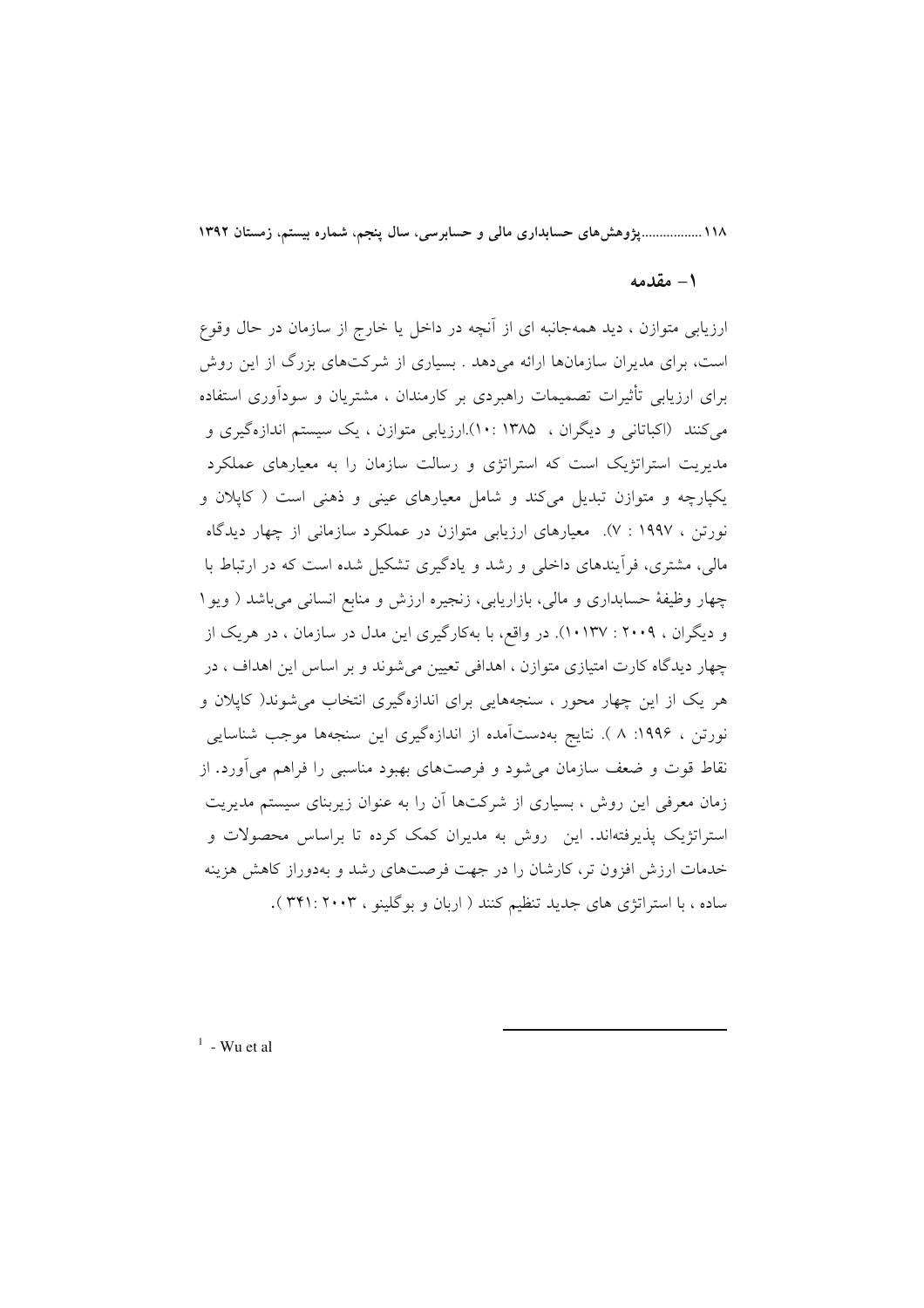## ۱- مقدمه

ارزیابی متوازن ، دید همه‌جانبه ای از آنچه در داخل یا خارج از سازمان در حال وقوع است، برای مدیران سازمان‌ها ارائه می‌دهد . بسیاری از شرکت‌های بزرگ از این روش برای ارزیابی تأثیرات تصمیمات راهبردی بر کارمندان ، مشتریان و سودآوری استفاده می‌کنند (اکباتانی و دیگران ، ۱۳۸۵ :۱۰).ارزیابی متوازن ، یک سیستم اندازه‌گیری و مدیریت استراتژیک است که استراتژی و رسالت سازمان را به معیارهای عملکرد یکپارچه و متوازن تبدیل می‌کند و شامل معیارهای عینی و ذهنی است ( کاپلان و نورتن ، ۱۹۹۷ : ۷). معیارهای ارزیابی متوازن در عملکرد سازمانی از چهار دیدگاه مالی، مشتری، فرآیندهای داخلی و رشد و یادگیری تشکیل شده است که در ارتباط با چهار وظیفۀ حسابداری و مالی، بازاریابی، زنجیره ارزش و منابع انسانی می‌باشد ( ویو[1] و دیگران ، ۲۰۰۹ : ۱۰۱۳۷). در واقع، با به‌کارگیری این مدل در سازمان ، در هریک از چهار دیدگاه کارت امتیازی متوازن ، اهدافی تعیین می‌شوند و بر اساس این اهداف ، در هر یک از این چهار محور ، سنجه‌هایی برای اندازه‌گیری انتخاب می‌شوند( کاپلان و نورتن ، ۱۹۹۶: ۸ ). نتایج به‌دست‌آمده از اندازه‌گیری این سنجه‌ها موجب شناسایی نقاط قوت و ضعف سازمان می‌شود و فرصت‌های بهبود مناسبی را فراهم می‌آورد. از زمان معرفی این روش ، بسیاری از شرکت‌ها آن را به عنوان زیربنای سیستم مدیریت استراتژیک پذیرفته‌اند. این روش به مدیران کمک کرده تا براساس محصولات و خدمات ارزش افزون تر، کارشان را در جهت فرصت‌های رشد و به‌دوراز کاهش هزینه ساده ، با استراتژی های جدید تنظیم کنند ( اربان و بوگلینو ، ۲۰۰۳ :۳۴۱ ).

---

[1] - Wu et al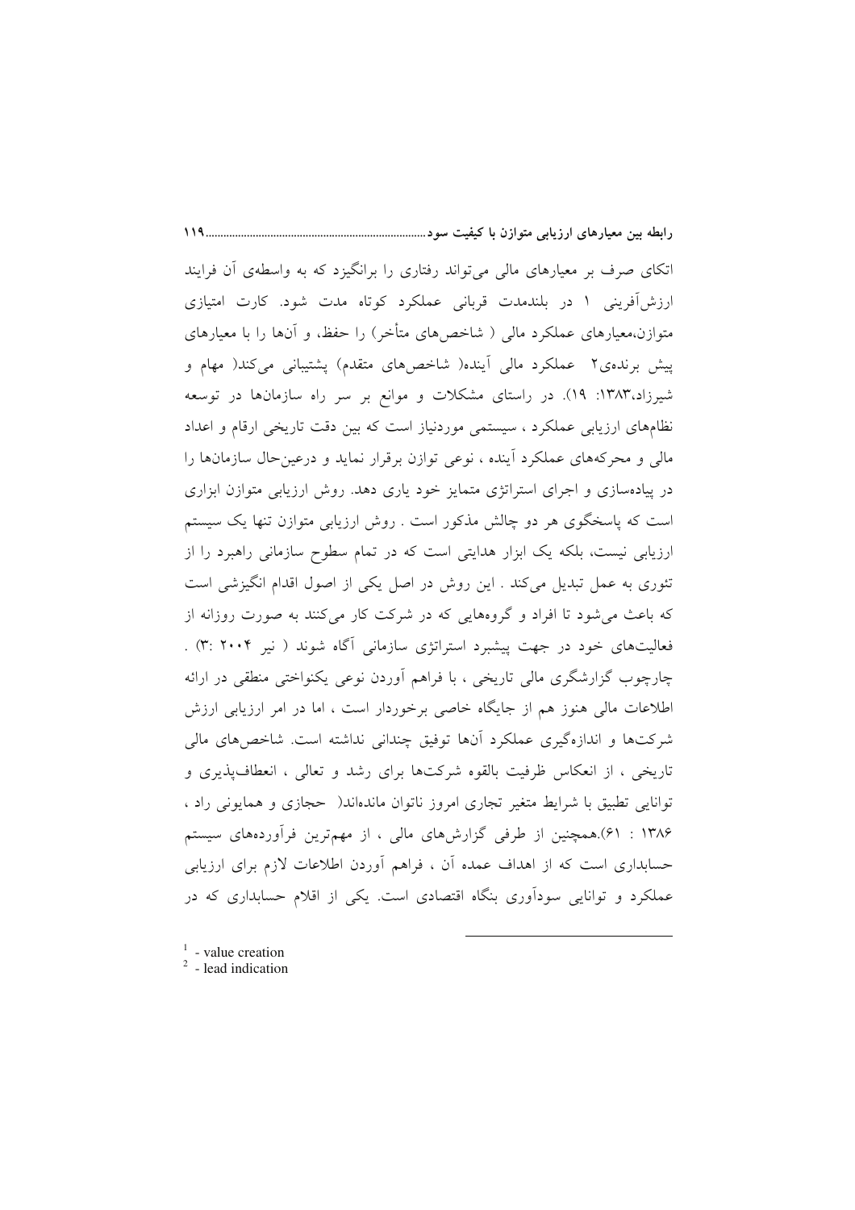اتکای صرف بر معیارهای مالی می‌تواند رفتاری را برانگیزد که به واسطه‌ی آن فرایند ارزش‌آفرینی [1] در بلندمدت قربانی عملکرد کوتاه مدت شود. کارت امتیازی متوازن،معیارهای عملکرد مالی ( شاخص‌های متأخر) را حفظ، و آن‌ها را با معیارهای پیش برنده‌ی[2] عملکرد مالی آینده( شاخص‌های متقدم) پشتیبانی می‌کند( مهام و شیرزاد،۱۳۸۳: ۱۹). در راستای مشکلات و موانع بر سر راه سازمان‌ها در توسعه نظام‌های ارزیابی عملکرد ، سیستمی موردنیاز است که بین دقت تاریخی ارقام و اعداد مالی و محرکه‌های عملکرد آینده ، نوعی توازن برقرار نماید و درعین‌حال سازمان‌ها را در پیاده‌سازی و اجرای استراتژی متمایز خود یاری دهد. روش ارزیابی متوازن ابزاری است که پاسخگوی هر دو چالش مذکور است . روش ارزیابی متوازن تنها یک سیستم ارزیابی نیست، بلکه یک ابزار هدایتی است که در تمام سطوح سازمانی راهبرد را از تئوری به عمل تبدیل می‌کند . این روش در اصل یکی از اصول اقدام انگیزشی است که باعث می‌شود تا افراد و گروههایی که در شرکت کار می‌کنند به صورت روزانه از فعالیت‌های خود در جهت پیشبرد استراتژی سازمانی آگاه شوند ( نیر ۲۰۰۴ :۳) . چارچوب گزارشگری مالی تاریخی ، با فراهم آوردن نوعی یکنواختی منطقی در ارائه اطلاعات مالی هنوز هم از جایگاه خاصی برخوردار است ، اما در امر ارزیابی ارزش شرکت‌ها و اندازه‌گیری عملکرد آن‌ها توفیق چندانی نداشته است. شاخص‌های مالی تاریخی ، از انعکاس ظرفیت بالقوه شرکت‌ها برای رشد و تعالی ، انعطاف‌پذیری و توانایی تطبیق با شرایط متغیر تجاری امروز ناتوان مانده‌اند( حجازی و همایونی راد ، ۱۳۸۶ : ۶۱).همچنین از طرفی گزارش‌های مالی ، از مهم‌ترین فرآورده‌های سیستم حسابداری است که از اهداف عمده آن ، فراهم آوردن اطلاعات لازم برای ارزیابی عملکرد و توانایی سودآوری بنگاه اقتصادی است. یکی از اقلام حسابداری که در

---

[1] - value creation

[2] - lead indication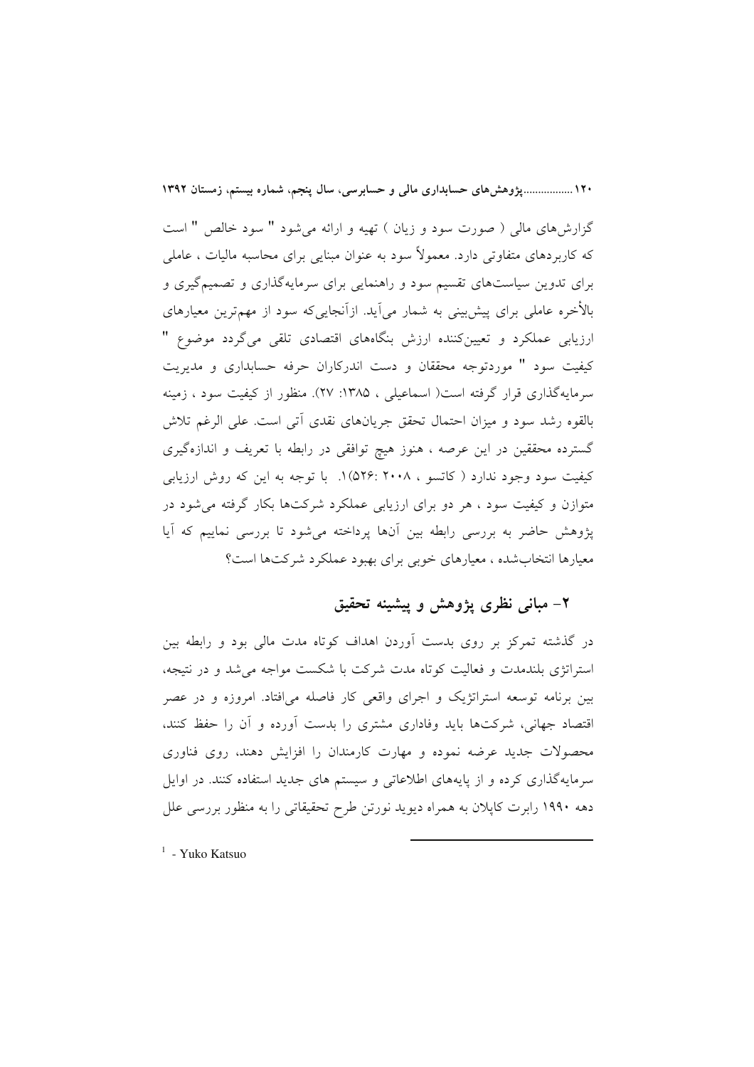گزارش‌های مالی ( صورت سود و زیان ) تهیه و ارائه می‌شود " سود خالص " است که کاربردهای متفاوتی دارد. معمولاً سود به عنوان مبنایی برای محاسبه مالیات ، عاملی برای تدوین سیاست‌های تقسیم سود و راهنمایی برای سرمایه‌گذاری و تصمیم‌گیری و بالأخره عاملی برای پیش‌بینی به شمار می‌آید. ازآنجایی‌که سود از مهم‌ترین معیارهای ارزیابی عملکرد و تعیین‌کننده ارزش بنگاه‌های اقتصادی تلقی می‌گردد موضوع " کیفیت سود " موردتوجه محققان و دست اندرکاران حرفه حسابداری و مدیریت سرمایه‌گذاری قرار گرفته است( اسماعیلی ، ۱۳۸۵: ۲۷). منظور از کیفیت سود ، زمینه بالقوه رشد سود و میزان احتمال تحقق جریان‌های نقدی آتی است. علی الرغم تلاش گسترده محققین در این عرصه ، هنوز هیچ توافقی در رابطه با تعریف و اندازه‌گیری کیفیت سود وجود ندارد ( کاتسو ، ۲۰۰۸ :۵۲۶)[1]. با توجه به این که روش ارزیابی متوازن و کیفیت سود ، هر دو برای ارزیابی عملکرد شرکت‌ها بکار گرفته می‌شود در پژوهش حاضر به بررسی رابطه بین آن‌ها پرداخته می‌شود تا بررسی نماییم که آیا معیارها انتخاب‌شده ، معیارهای خوبی برای بهبود عملکرد شرکت‌ها است؟

## ۲- مبانی نظری پژوهش و پیشینه تحقیق

در گذشته تمرکز بر روی بدست آوردن اهداف کوتاه مدت مالی بود و رابطه بین استراتژی بلندمدت و فعالیت کوتاه مدت شرکت با شکست مواجه می‌شد و در نتیجه، بین برنامه توسعه استراتژیک و اجرای واقعی کار فاصله می‌افتاد. امروزه و در عصر اقتصاد جهانی، شرکت‌ها باید وفاداری مشتری را بدست آورده و آن را حفظ کنند، محصولات جدید عرضه نموده و مهارت کارمندان را افزایش دهند، روی فناوری سرمایه‌گذاری کرده و از پایه‌های اطلاعاتی و سیستم های جدید استفاده کنند. در اوایل دهه ۱۹۹۰ رابرت کاپلان به همراه دیوید نورتن طرح تحقیقاتی را به منظور بررسی علل

---

[1] - Yuko Katsuo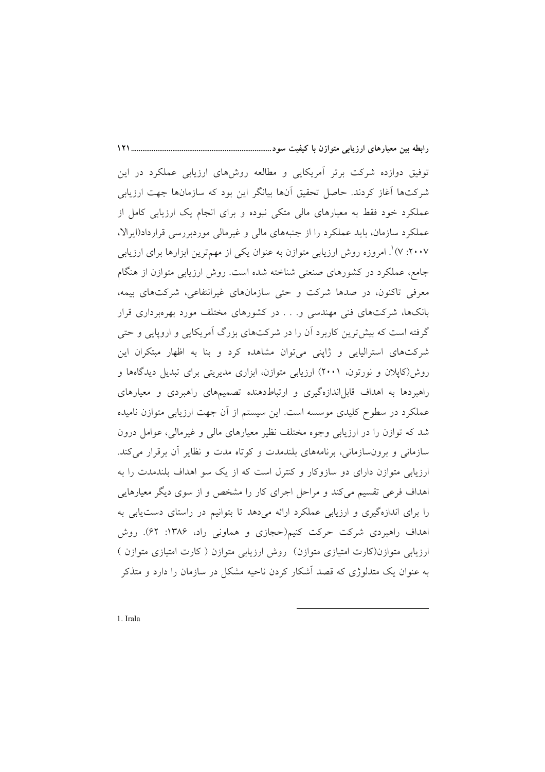توفیق دوازده شرکت برتر آمریکایی و مطالعه روش‌های ارزیابی عملکرد در این شرکت‌ها آغاز کردند. حاصل تحقیق آن‌ها بیانگر این بود که سازمان‌ها جهت ارزیابی عملکرد خود فقط به معیارهای مالی متکی نبوده و برای انجام یک ارزیابی کامل از عملکرد سازمان، باید عملکرد را از جنبه‌های مالی و غیرمالی موردبررسی قرارداد(ایرالا، ۲۰۰۷: ۷)[1]. امروزه روش ارزیابی متوازن به عنوان یکی از مهم‌ترین ابزارها برای ارزیابی جامع، عملکرد در کشورهای صنعتی شناخته شده است. روش ارزیابی متوازن از هنگام معرفی تاکنون، در صدها شرکت و حتی سازمان‌های غیرانتفاعی، شرکت‌های بیمه، بانک‌ها، شرکت‌های فنی مهندسی و. . . در کشورهای مختلف مورد بهره‌برداری قرار گرفته است که بیش‌ترین کاربرد آن را در شرکت‌های بزرگ آمریکایی و اروپایی و حتی شرکت‌های استرالیایی و ژاپنی می‌توان مشاهده کرد و بنا به اظهار مبتکران این روش(کاپلان و نورتون، ۲۰۰۱) ارزیابی متوازن، ابزاری مدیریتی برای تبدیل دیدگاه‌ها و راهبردها به اهداف قابل‌اندازه‌گیری و ارتباط‌دهنده تصمیم‌های راهبردی و معیارهای عملکرد در سطوح کلیدی موسسه است. این سیستم از آن جهت ارزیابی متوازن نامیده شد که توازن را در ارزیابی وجوه مختلف نظیر معیارهای مالی و غیرمالی، عوامل درون سازمانی و برون‌سازمانی، برنامه‌های بلندمدت و کوتاه مدت و نظایر آن برقرار می‌کند. ارزیابی متوازن دارای دو سازوکار و کنترل است که از یک سو اهداف بلندمدت را به اهداف فرعی تقسیم می‌کند و مراحل اجرای کار را مشخص و از سوی دیگر معیارهایی را برای اندازه‌گیری و ارزیابی عملکرد ارائه می‌دهد تا بتوانیم در راستای دست‌یابی به اهداف راهبردی شرکت حرکت کنیم(حجازی و هماونی راد، ۱۳۸۶: ۶۲). روش ارزیابی متوازن(کارت امتیازی متوازن) روش ارزیابی متوازن ( کارت امتیازی متوازن ) به عنوان یک متدلوژی که قصد آشکار کردن ناحیه مشکل در سازمان را دارد و متذکر

---

1. Irala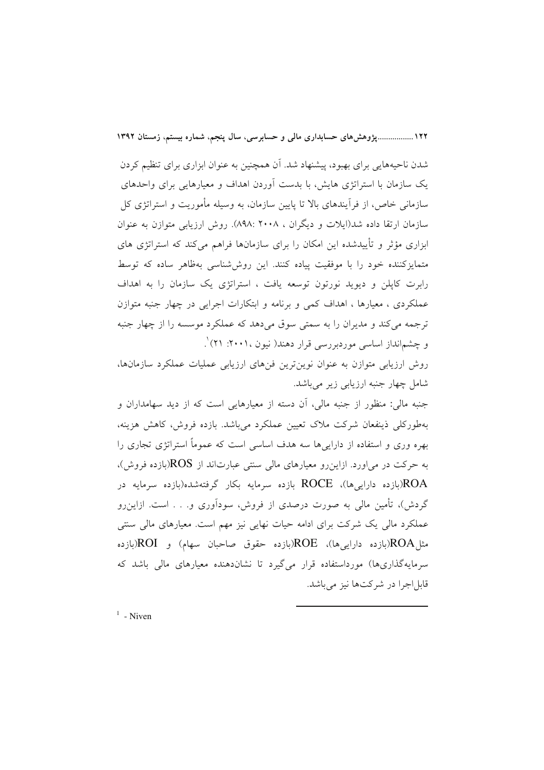شدن ناحیه‌هایی برای بهبود، پیشنهاد شد. آن همچنین به عنوان ابزاری برای تنظیم کردن یک سازمان با استراتژی هایش، با بدست آوردن اهداف و معیارهایی برای واحدهای سازمانی خاص، از فرآیندهای بالا تا پایین سازمان، به وسیله مأموریت و استراتژی کل سازمان ارتقا داده شد(ایلات و دیگران ، ۲۰۰۸ :۸۹۸). روش ارزیابی متوازن به عنوان ابزاری مؤثر و تأییدشده این امکان را برای سازمان‌ها فراهم می‌کند که استراتژی های متمایزکننده خود را با موفقیت پیاده کنند. این روش‌شناسی به‌ظاهر ساده که توسط رابرت کاپلن و دیوید نورتون توسعه یافت ، استراتژی یک سازمان را به اهداف عملکردی ، معیارها ، اهداف کمی و برنامه و ابتکارات اجرایی در چهار جنبه متوازن ترجمه می‌کند و مدیران را به سمتی سوق می‌دهد که عملکرد موسسه را از چهار جنبه و چشم‌انداز اساسی موردبررسی قرار دهند( نیون ،۲۰۰۱: ۲۱)[1].

روش ارزیابی متوازن به عنوان نوین‌ترین فن‌های ارزیابی عملیات عملکرد سازمان‌ها، شامل چهار جنبه ارزیابی زیر می‌باشد.

جنبه مالی: منظور از جنبه مالی، آن دسته از معیارهایی است که از دید سهامداران و به‌طورکلی ذینفعان شرکت ملاک تعیین عملکرد می‌باشد. بازده فروش، کاهش هزینه، بهره وری و استفاده از دارایی‌ها سه هدف اساسی است که عموماً استراتژی تجاری را به حرکت در می‌اورد. ازاین‌رو معیارهای مالی سنتی عبارت‌اند از ROS(بازده فروش)، ROA(بازده دارایی‌ها)، ROCE بازده سرمایه بکار گرفته‌شده(بازده سرمایه در گردش)، تأمین مالی به صورت درصدی از فروش، سودآوری و. . . است. ازاین‌رو عملکرد مالی یک شرکت برای ادامه حیات نهایی نیز مهم است. معیارهای مالی سنتی مثل ROA(بازده دارایی‌ها)، ROE(بازده حقوق صاحبان سهام) و ROI(بازده سرمایه‌گذاری‌ها) مورداستفاده قرار می‌گیرد تا نشان‌دهنده معیارهای مالی باشد که قابل‌اجرا در شرکت‌ها نیز می‌باشد.

---

[1] - Niven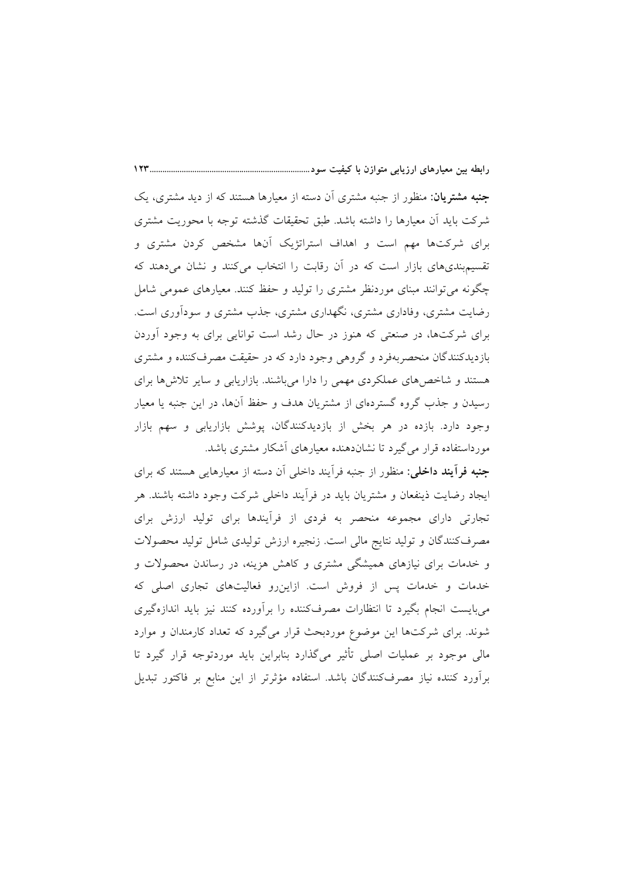**جنبه مشتریان:** منظور از جنبه مشتری آن دسته از معیارها هستند که از دید مشتری، یک شرکت باید آن معیارها را داشته باشد. طبق تحقیقات گذشته توجه با محوریت مشتری برای شرکت‌ها مهم است و اهداف استراتژیک آن‌ها مشخص کردن مشتری و تقسیم‌بندی‌های بازار است که در آن رقابت را انتخاب می‌کنند و نشان می‌دهند که چگونه می‌توانند مبنای موردنظر مشتری را تولید و حفظ کنند. معیارهای عمومی شامل رضایت مشتری، وفاداری مشتری، نگهداری مشتری، جذب مشتری و سودآوری است. برای شرکت‌ها، در صنعتی که هنوز در حال رشد است توانایی برای به وجود آوردن بازدیدکنندگان منحصربه‌فرد و گروهی وجود دارد که در حقیقت مصرف‌کننده و مشتری هستند و شاخص‌های عملکردی مهمی را دارا می‌باشند. بازاریابی و سایر تلاش‌ها برای رسیدن و جذب گروه گسترده‌ای از مشتریان هدف و حفظ آن‌ها، در این جنبه یا معیار وجود دارد. بازده در هر بخش از بازدیدکنندگان، پوشش بازاریابی و سهم بازار مورداستفاده قرار می‌گیرد تا نشان‌دهنده معیارهای آشکار مشتری باشد.

**جنبه فرآیند داخلی:** منظور از جنبه فرآیند داخلی آن دسته از معیارهایی هستند که برای ایجاد رضایت ذینفعان و مشتریان باید در فرآیند داخلی شرکت وجود داشته باشند. هر تجارتی دارای مجموعه منحصر به فردی از فرآیندها برای تولید ارزش برای مصرف‌کنندگان و تولید نتایج مالی است. زنجیره ارزش تولیدی شامل تولید محصولات و خدمات برای نیازهای همیشگی مشتری و کاهش هزینه، در رساندن محصولات و خدمات و خدمات پس از فروش است. ازاین‌رو فعالیت‌های تجاری اصلی که می‌بایست انجام بگیرد تا انتظارات مصرف‌کننده را برآورده کنند نیز باید اندازه‌گیری شوند. برای شرکت‌ها این موضوع موردبحث قرار می‌گیرد که تعداد کارمندان و موارد مالی موجود بر عملیات اصلی تأثیر می‌گذارد بنابراین باید موردتوجه قرار گیرد تا برآورد کننده نیاز مصرف‌کنندگان باشد. استفاده مؤثرتر از این منابع بر فاکتور تبدیل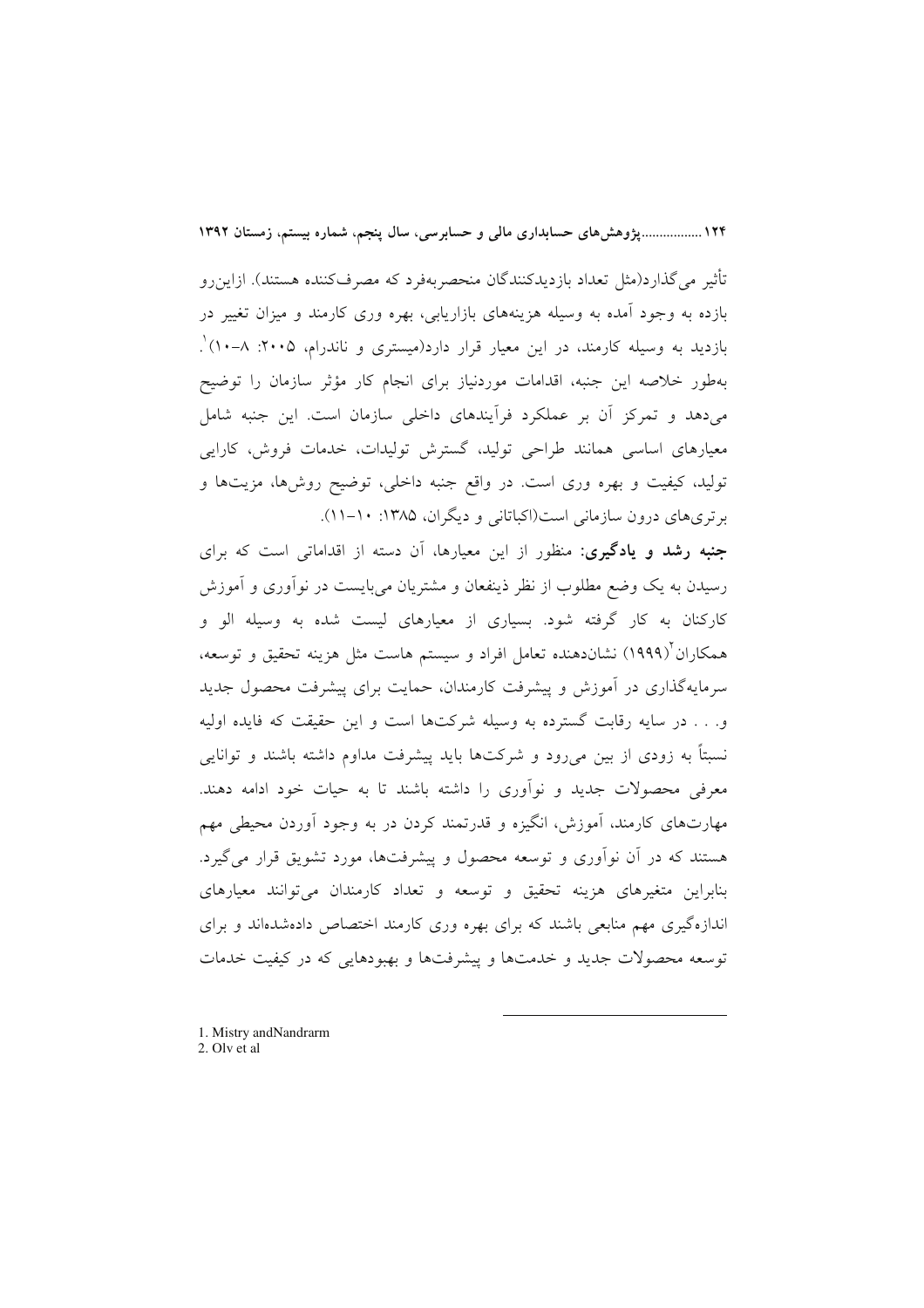تأثیر می‌گذارد(مثل تعداد بازدیدکنندگان منحصربه‌فرد که مصرف‌کننده هستند). ازاین‌رو بازده به وجود آمده به وسیله هزینه‌های بازاریابی، بهره وری کارمند و میزان تغییر در بازدید به وسیله کارمند، در این معیار قرار دارد(میستری و ناندرام، ۲۰۰۵: ۸–۱۰)[1]. به‌طور خلاصه این جنبه، اقدامات موردنیاز برای انجام کار مؤثر سازمان را توضیح می‌دهد و تمرکز آن بر عملکرد فرآیندهای داخلی سازمان است. این جنبه شامل معیارهای اساسی همانند طراحی تولید، گسترش تولیدات، خدمات فروش، کارایی تولید، کیفیت و بهره وری است. در واقع جنبه داخلی، توضیح روش‌ها، مزیت‌ها و برتری‌های درون سازمانی است(اکباتانی و دیگران، ۱۳۸۵: ۱۰–۱۱).

**جنبه رشد و یادگیری:** منظور از این معیارها، آن دسته از اقداماتی است که برای رسیدن به یک وضع مطلوب از نظر ذینفعان و مشتریان می‌بایست در نوآوری و آموزش کارکنان به کار گرفته شود. بسیاری از معیارهای لیست شده به وسیله الو و همکاران[2](۱۹۹۹) نشان‌دهنده تعامل افراد و سیستم هاست مثل هزینه تحقیق و توسعه، سرمایه‌گذاری در آموزش و پیشرفت کارمندان، حمایت برای پیشرفت محصول جدید و. . . در سایه رقابت گسترده به وسیله شرکت‌ها است و این حقیقت که فایده اولیه نسبتاً به زودی از بین می‌رود و شرکت‌ها باید پیشرفت مداوم داشته باشند و توانایی معرفی محصولات جدید و نوآوری را داشته باشند تا به حیات خود ادامه دهند. مهارت‌های کارمند، آموزش، انگیزه و قدرتمند کردن در به وجود آوردن محیطی مهم هستند که در آن نوآوری و توسعه محصول و پیشرفت‌ها، مورد تشویق قرار می‌گیرد. بنابراین متغیرهای هزینه تحقیق و توسعه و تعداد کارمندان می‌توانند معیارهای اندازه‌گیری مهم منابعی باشند که برای بهره وری کارمند اختصاص داده‌شده‌اند و برای توسعه محصولات جدید و خدمت‌ها و پیشرفت‌ها و بهبودهایی که در کیفیت خدمات

---

1. Mistry andNandrarm
2. Olv et al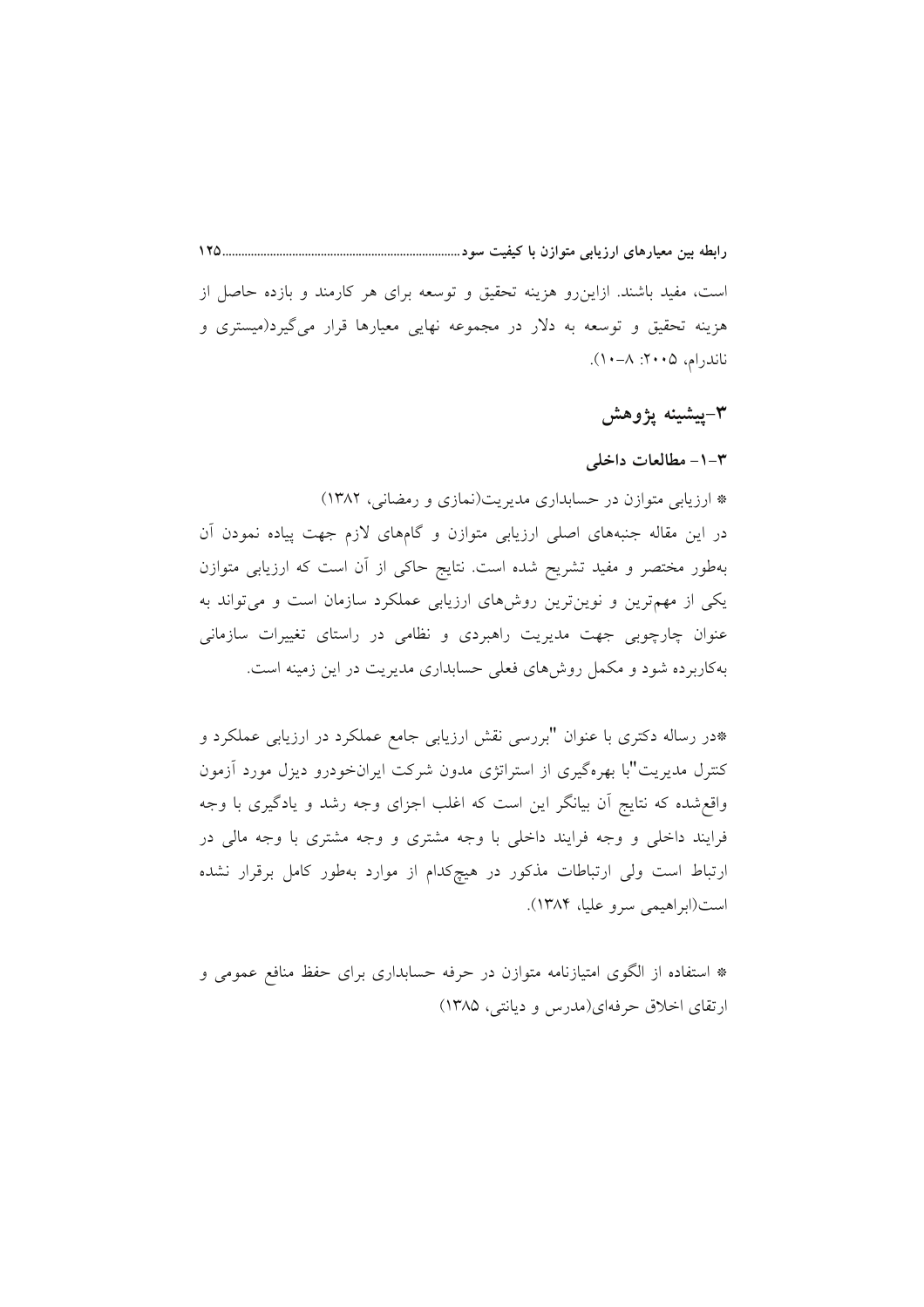است، مفید باشند. ازاین‌رو هزینه تحقیق و توسعه برای هر کارمند و بازده حاصل از هزینه تحقیق و توسعه به دلار در مجموعه نهایی معیارها قرار می‌گیرد(میستری و ناندرام، ۲۰۰۵: ۸-۱۰).

## ۳-پیشینه پژوهش

### ۳-۱- مطالعات داخلی

* ارزیابی متوازن در حسابداری مدیریت(نمازی و رمضانی، ۱۳۸۲)

در این مقاله جنبه‌های اصلی ارزیابی متوازن و گام‌های لازم جهت پیاده نمودن آن به‌طور مختصر و مفید تشریح شده است. نتایج حاکی از آن است که ارزیابی متوازن یکی از مهم‌ترین و نوین‌ترین روش‌های ارزیابی عملکرد سازمان است و می‌تواند به عنوان چارچوبی جهت مدیریت راهبردی و نظامی در راستای تغییرات سازمانی به‌کاربرده شود و مکمل روش‌های فعلی حسابداری مدیریت در این زمینه است.

*در رساله دکتری با عنوان "بررسی نقش ارزیابی جامع عملکرد در ارزیابی عملکرد و کنترل مدیریت"با بهره‌گیری از استراتژی مدون شرکت ایران‌خودرو دیزل مورد آزمون واقع‌شده که نتایج آن بیانگر این است که اغلب اجزای وجه رشد و یادگیری با وجه فرایند داخلی و وجه فرایند داخلی با وجه مشتری و وجه مشتری با وجه مالی در ارتباط است ولی ارتباطات مذکور در هیچ‌کدام از موارد به‌طور کامل برقرار نشده است(ابراهیمی سرو علیا، ۱۳۸۴).

* استفاده از الگوی امتیازنامه متوازن در حرفه حسابداری برای حفظ منافع عمومی و ارتقای اخلاق حرفه‌ای(مدرس و دیانتی، ۱۳۸۵)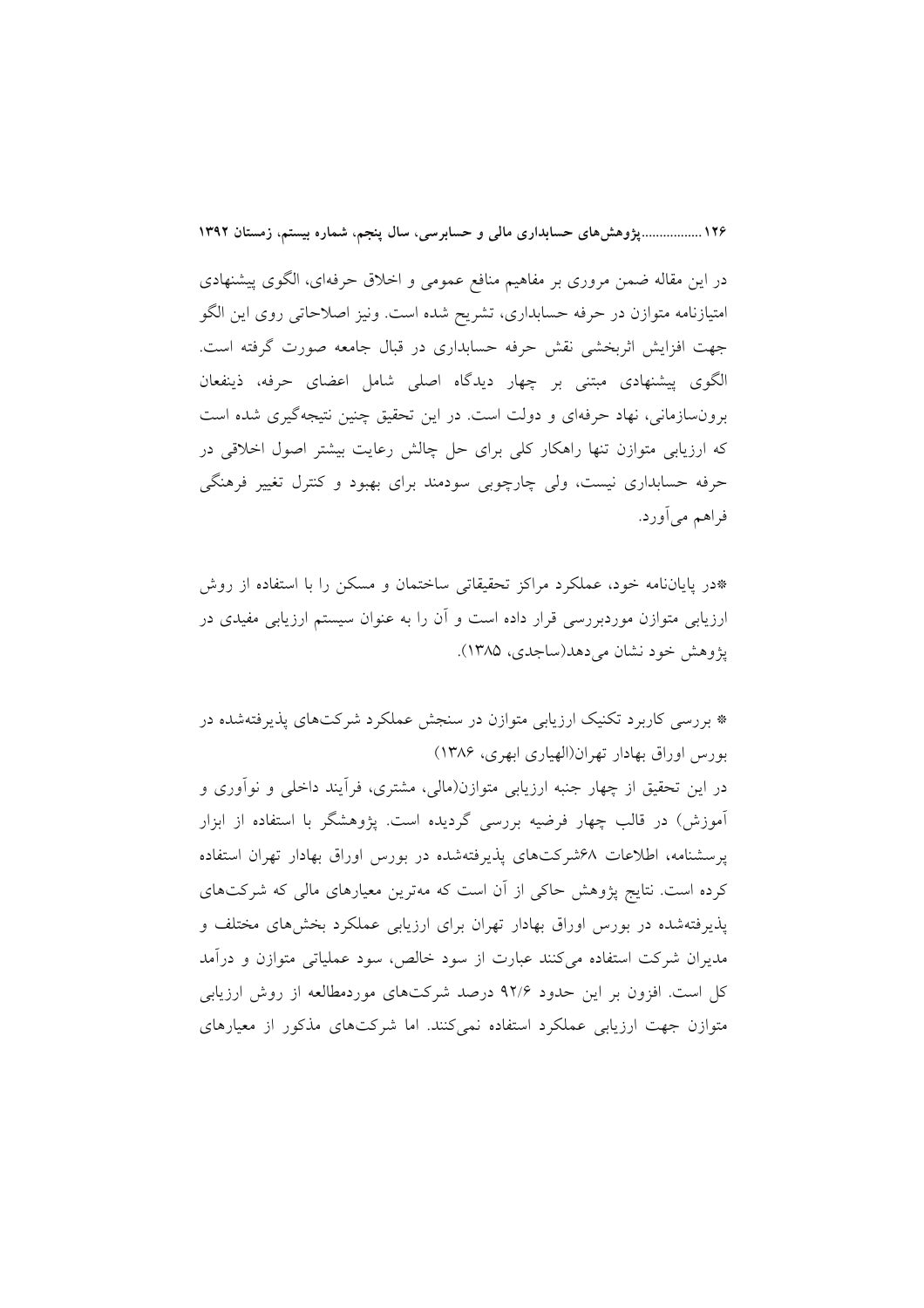در این مقاله ضمن مروری بر مفاهیم منافع عمومی و اخلاق حرفه‌ای، الگوی پیشنهادی امتیازنامه متوازن در حرفه حسابداری، تشریح شده است. ونیز اصلاحاتی روی این الگو جهت افزایش اثربخشی نقش حرفه حسابداری در قبال جامعه صورت گرفته است. الگوی پیشنهادی مبتنی بر چهار دیدگاه اصلی شامل اعضای حرفه، ذینفعان برون‌سازمانی، نهاد حرفه‌ای و دولت است. در این تحقیق چنین نتیجه‌گیری شده است که ارزیابی متوازن تنها راهکار کلی برای حل چالش رعایت بیشتر اصول اخلاقی در حرفه حسابداری نیست، ولی چارچوبی سودمند برای بهبود و کنترل تغییر فرهنگی فراهم می‌آورد.

*در پایان‌نامه خود، عملکرد مراکز تحقیقاتی ساختمان و مسکن را با استفاده از روش ارزیابی متوازن موردبررسی قرار داده است و آن را به عنوان سیستم ارزیابی مفیدی در پژوهش خود نشان می‌دهد(ساجدی، ۱۳۸۵).

* بررسی کاربرد تکنیک ارزیابی متوازن در سنجش عملکرد شرکت‌های پذیرفته‌شده در بورس اوراق بهادار تهران(الهیاری ابهری، ۱۳۸۶)

در این تحقیق از چهار جنبه ارزیابی متوازن(مالی، مشتری، فرآیند داخلی و نوآوری و آموزش) در قالب چهار فرضیه بررسی گردیده است. پژوهشگر با استفاده از ابزار پرسشنامه، اطلاعات ۶۸شرکت‌های پذیرفته‌شده در بورس اوراق بهادار تهران استفاده کرده است. نتایج پژوهش حاکی از آن است که مهترین معیارهای مالی که شرکت‌های پذیرفته‌شده در بورس اوراق بهادار تهران برای ارزیابی عملکرد بخش‌های مختلف و مدیران شرکت استفاده می‌کنند عبارت از سود خالص، سود عملیاتی متوازن و درآمد کل است. افزون بر این حدود ۹۲/۶ درصد شرکت‌های موردمطالعه از روش ارزیابی متوازن جهت ارزیابی عملکرد استفاده نمی‌کنند. اما شرکت‌های مذکور از معیارهای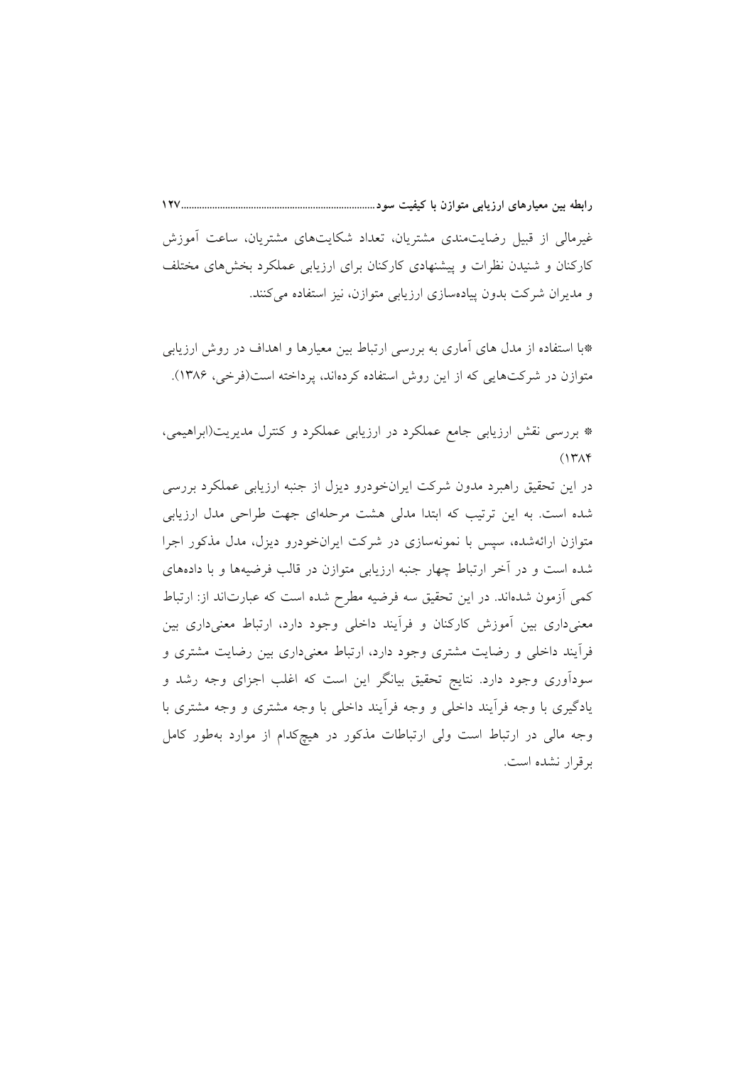غیرمالی از قبیل رضایت‌مندی مشتریان، تعداد شکایت‌های مشتریان، ساعت آموزش کارکنان و شنیدن نظرات و پیشنهادی کارکنان برای ارزیابی عملکرد بخش‌های مختلف و مدیران شرکت بدون پیاده‌سازی ارزیابی متوازن، نیز استفاده می‌کنند.

*با استفاده از مدل های آماری به بررسی ارتباط بین معیارها و اهداف در روش ارزیابی متوازن در شرکت‌هایی که از این روش استفاده کرده‌اند، پرداخته است(فرخی، ۱۳۸۶).

* بررسی نقش ارزیابی جامع عملکرد در ارزیابی عملکرد و کنترل مدیریت(ابراهیمی، ۱۳۸۴)

در این تحقیق راهبرد مدون شرکت ایران‌خودرو دیزل از جنبه ارزیابی عملکرد بررسی شده است. به این ترتیب که ابتدا مدلی هشت مرحله‌ای جهت طراحی مدل ارزیابی متوازن ارائه‌شده، سپس با نمونه‌سازی در شرکت ایران‌خودرو دیزل، مدل مذکور اجرا شده است و در آخر ارتباط چهار جنبه ارزیابی متوازن در قالب فرضیه‌ها و با داده‌های کمی آزمون شده‌اند. در این تحقیق سه فرضیه مطرح شده است که عبارت‌اند از: ارتباط معنی‌داری بین آموزش کارکنان و فرآیند داخلی وجود دارد، ارتباط معنی‌داری بین فرآیند داخلی و رضایت مشتری وجود دارد، ارتباط معنی‌داری بین رضایت مشتری و سودآوری وجود دارد. نتایج تحقیق بیانگر این است که اغلب اجزای وجه رشد و یادگیری با وجه فرآیند داخلی و وجه فرآیند داخلی با وجه مشتری و وجه مشتری با وجه مالی در ارتباط است ولی ارتباطات مذکور در هیچ‌کدام از موارد به‌طور کامل برقرار نشده است.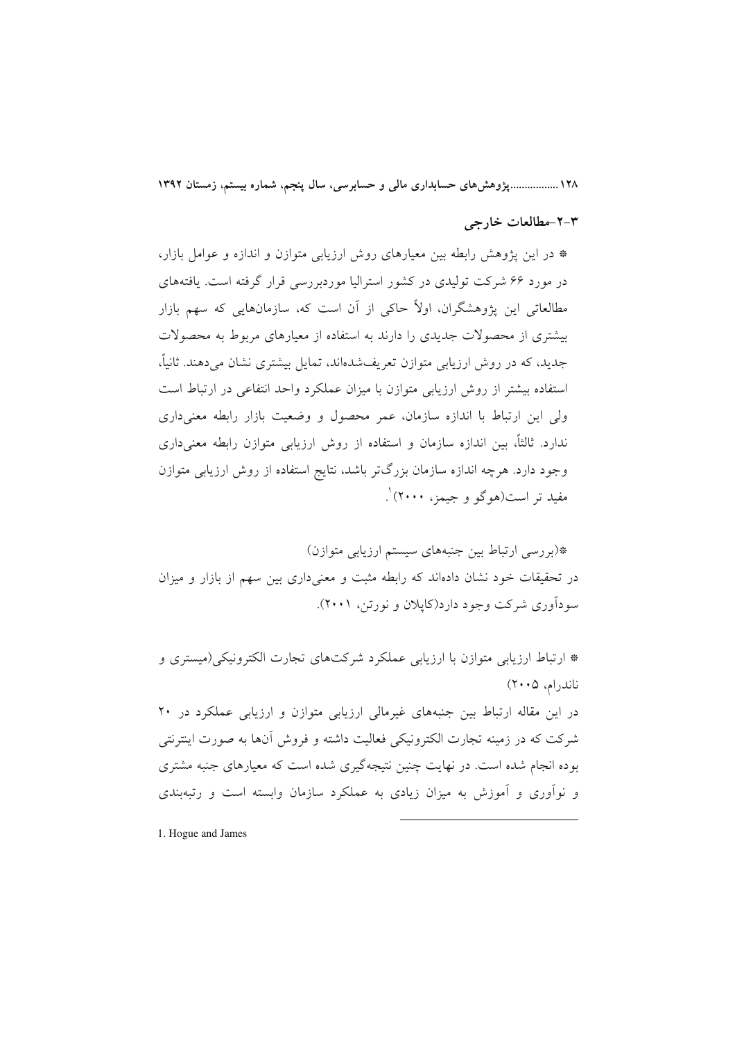### ۳-۲-مطالعات خارجی

* در این پژوهش رابطه بین معیارهای روش ارزیابی متوازن و اندازه و عوامل بازار، در مورد ۶۶ شرکت تولیدی در کشور استرالیا موردبررسی قرار گرفته است. یافته‌های مطالعاتی این پژوهشگران، اولاً حاکی از آن است که، سازمان‌هایی که سهم بازار بیشتری از محصولات جدیدی را دارند به استفاده از معیارهای مربوط به محصولات جدید، که در روش ارزیابی متوازن تعریف‌شده‌اند، تمایل بیشتری نشان می‌دهند. ثانیاً، استفاده بیشتر از روش ارزیابی متوازن با میزان عملکرد واحد انتفاعی در ارتباط است ولی این ارتباط با اندازه سازمان، عمر محصول و وضعیت بازار رابطه معنی‌داری ندارد. ثالثاً، بین اندازه سازمان و استفاده از روش ارزیابی متوازن رابطه معنی‌داری وجود دارد. هرچه اندازه سازمان بزرگ‌تر باشد، نتایج استفاده از روش ارزیابی متوازن مفید تر است(هوگو و جیمز، ۲۰۰۰)[1].

*(بررسی ارتباط بین جنبه‌های سیستم ارزیابی متوازن)
در تحقیقات خود نشان داده‌اند که رابطه مثبت و معنی‌داری بین سهم از بازار و میزان سودآوری شرکت وجود دارد(کاپلان و نورتن، ۲۰۰۱).

* ارتباط ارزیابی متوازن با ارزیابی عملکرد شرکت‌های تجارت الکترونیکی(میستری و ناندرام، ۲۰۰۵)
در این مقاله ارتباط بین جنبه‌های غیرمالی ارزیابی متوازن و ارزیابی عملکرد در ۲۰ شرکت که در زمینه تجارت الکترونیکی فعالیت داشته و فروش آن‌ها به صورت اینترنتی بوده انجام شده است. در نهایت چنین نتیجه‌گیری شده است که معیارهای جنبه مشتری و نوآوری و آموزش به میزان زیادی به عملکرد سازمان وابسته است و رتبه‌بندی

1. Hogue and James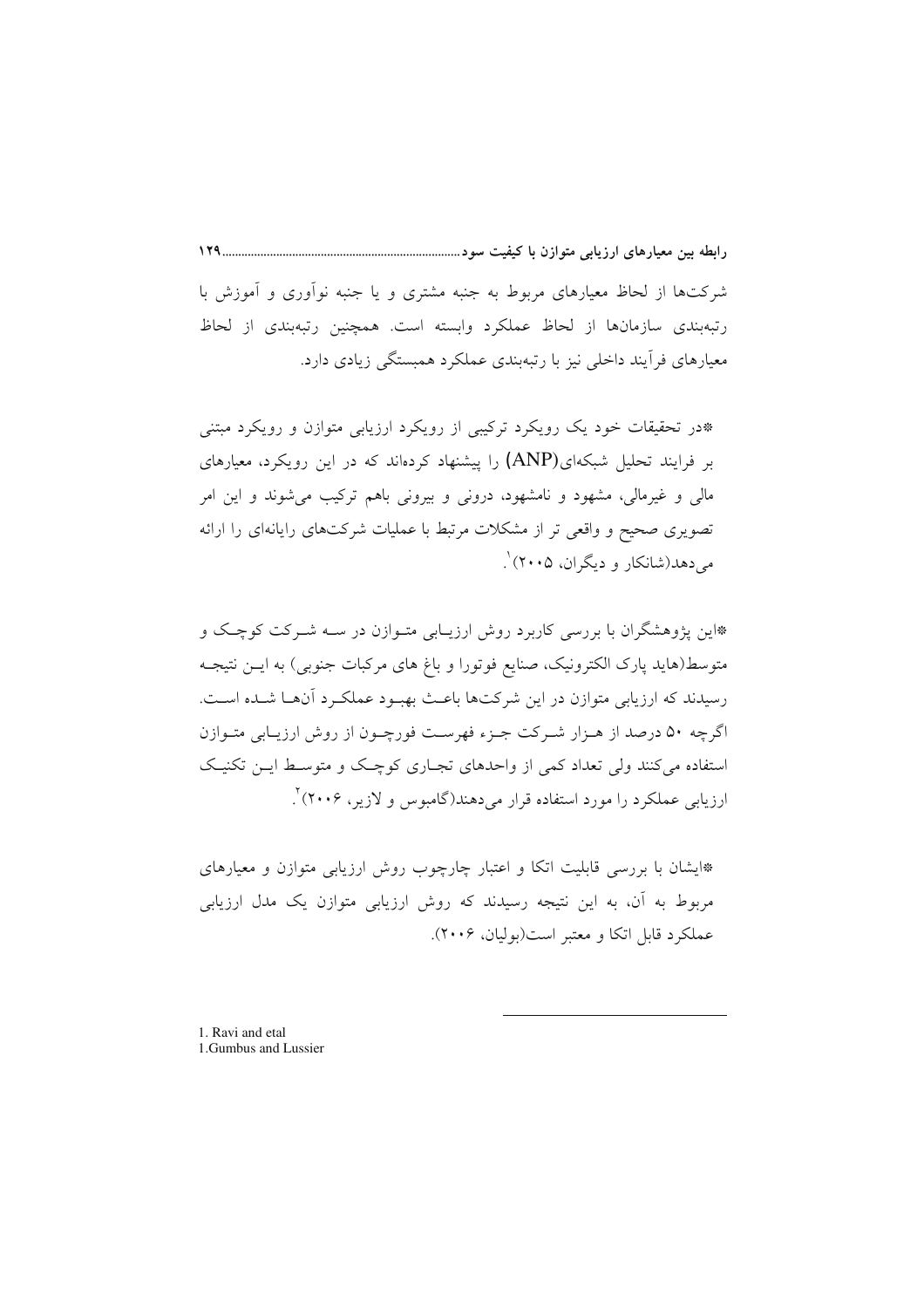شرکت‌ها از لحاظ معیارهای مربوط به جنبه مشتری و یا جنبه نوآوری و آموزش با رتبه‌بندی سازمان‌ها از لحاظ عملکرد وابسته است. همچنین رتبه‌بندی از لحاظ معیارهای فرآیند داخلی نیز با رتبه‌بندی عملکرد همبستگی زیادی دارد.

*در تحقیقات خود یک رویکرد ترکیبی از رویکرد ارزیابی متوازن و رویکرد مبتنی بر فرایند تحلیل شبکه‌ای(ANP) را پیشنهاد کرده‌اند که در این رویکرد، معیارهای مالی و غیرمالی، مشهود و نامشهود، درونی و بیرونی باهم ترکیب می‌شوند و این امر تصویری صحیح و واقعی تر از مشکلات مرتبط با عملیات شرکت‌های رایانه‌ای را ارائه می‌دهد(شانکار و دیگران، ۲۰۰۵)[1].

*این پژوهشگران با بررسی کاربرد روش ارزیابی متوازن در سه شرکت کوچک و متوسط(هاید پارک الکترونیک، صنایع فوتورا و باغ های مرکبات جنوبی) به این نتیجه رسیدند که ارزیابی متوازن در این شرکت‌ها باعث بهبود عملکرد آن‌ها شده است. اگرچه ۵۰ درصد از هزار شرکت جزء فهرست فورچون از روش ارزیابی متوازن استفاده می‌کنند ولی تعداد کمی از واحدهای تجاری کوچک و متوسط این تکنیک ارزیابی عملکرد را مورد استفاده قرار می‌دهند(گامبوس و لازیر، ۲۰۰۶)[2].

*ایشان با بررسی قابلیت اتکا و اعتبار چارچوب روش ارزیابی متوازن و معیارهای مربوط به آن، به این نتیجه رسیدند که روش ارزیابی متوازن یک مدل ارزیابی عملکرد قابل اتکا و معتبر است(بولیان، ۲۰۰۶).

---

1. Ravi and etal
1.Gumbus and Lussier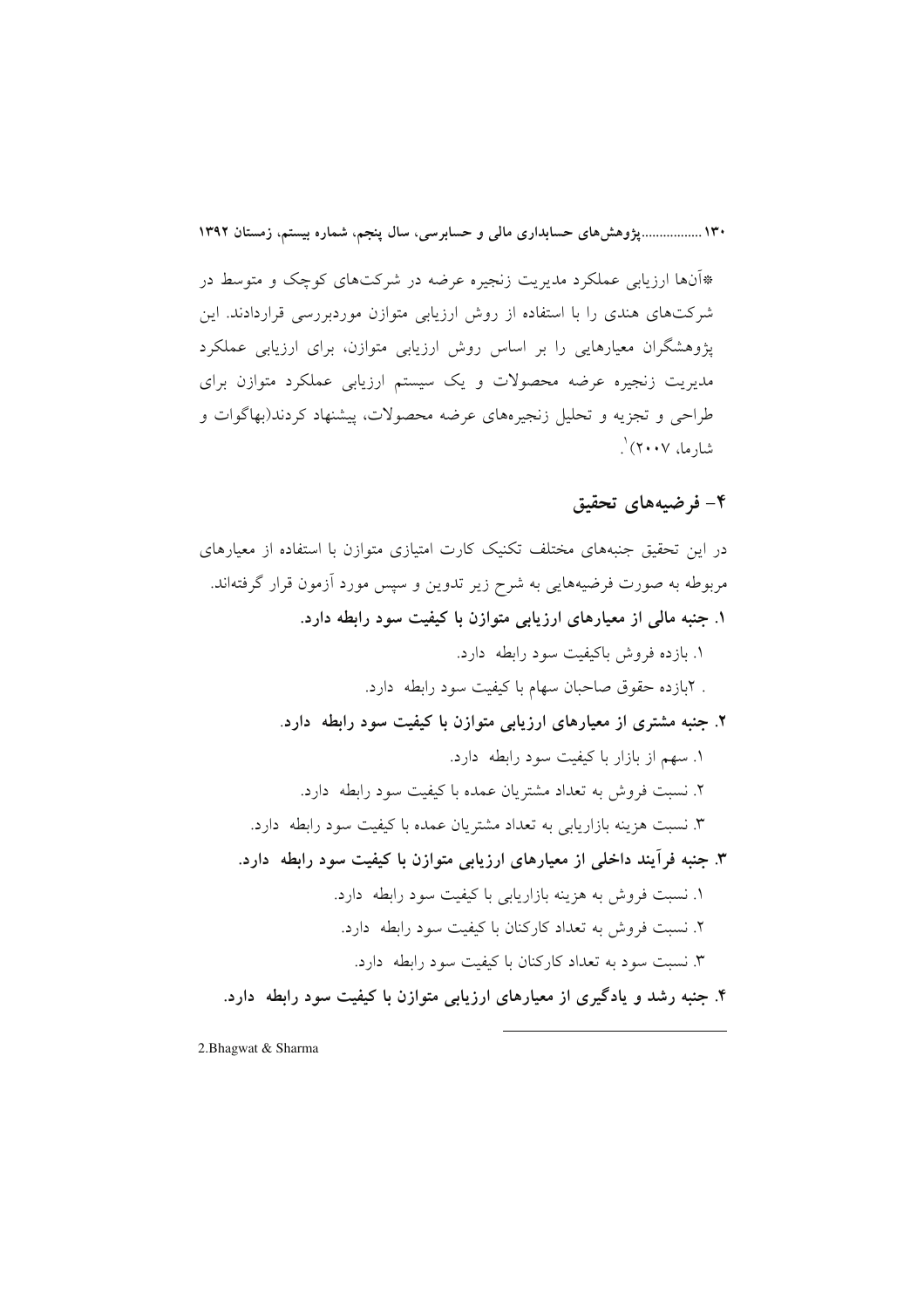*آن‌ها ارزیابی عملکرد مدیریت زنجیره عرضه در شرکت‌های کوچک و متوسط در شرکت‌های هندی را با استفاده از روش ارزیابی متوازن موردبررسی قراردادند. این پژوهشگران معیارهایی را بر اساس روش ارزیابی متوازن، برای ارزیابی عملکرد مدیریت زنجیره عرضه محصولات و یک سیستم ارزیابی عملکرد متوازن برای طراحی و تجزیه و تحلیل زنجیره‌های عرضه محصولات، پیشنهاد کردند(بهاگوات و شارما، ۲۰۰۷)[1].

## ۴- فرضیه‌های تحقیق

در این تحقیق جنبه‌های مختلف تکنیک کارت امتیازی متوازن با استفاده از معیارهای مربوطه به صورت فرضیه‌هایی به شرح زیر تدوین و سپس مورد آزمون قرار گرفته‌اند.

**۱. جنبه مالی از معیارهای ارزیابی متوازن با کیفیت سود رابطه دارد.**

۱. بازده فروش باکیفیت سود رابطه دارد.

. ۲بازده حقوق صاحبان سهام با کیفیت سود رابطه دارد.

**۲. جنبه مشتری از معیارهای ارزیابی متوازن با کیفیت سود رابطه دارد.**

۱. سهم از بازار با کیفیت سود رابطه دارد.

۲. نسبت فروش به تعداد مشتریان عمده با کیفیت سود رابطه دارد.

۳. نسبت هزینه بازاریابی به تعداد مشتریان عمده با کیفیت سود رابطه دارد.

**۳. جنبه فرآیند داخلی از معیارهای ارزیابی متوازن با کیفیت سود رابطه دارد.**

۱. نسبت فروش به هزینه بازاریابی با کیفیت سود رابطه دارد.

۲. نسبت فروش به تعداد کارکنان با کیفیت سود رابطه دارد.

۳. نسبت سود به تعداد کارکنان با کیفیت سود رابطه دارد.

**۴. جنبه رشد و یادگیری از معیارهای ارزیابی متوازن با کیفیت سود رابطه دارد.**

---

2.Bhagwat & Sharma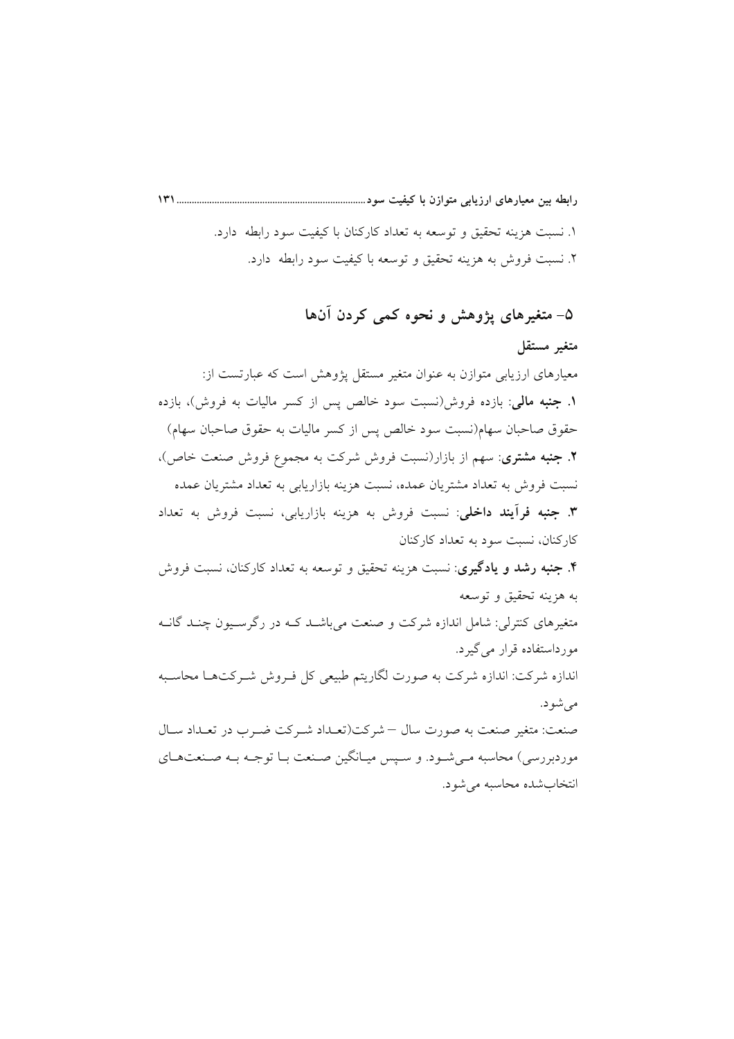۱. نسبت هزینه تحقیق و توسعه به تعداد کارکنان با کیفیت سود رابطه دارد.

۲. نسبت فروش به هزینه تحقیق و توسعه با کیفیت سود رابطه دارد.

## ۵- متغیرهای پژوهش و نحوه کمی کردن آن‌ها

### متغیر مستقل

معیارهای ارزیابی متوازن به عنوان متغیر مستقل پژوهش است که عبارتست از:

**۱. جنبه مالی**: بازده فروش(نسبت سود خالص پس از کسر مالیات به فروش)، بازده حقوق صاحبان سهام(نسبت سود خالص پس از کسر مالیات به حقوق صاحبان سهام)

**۲. جنبه مشتری**: سهم از بازار(نسبت فروش شرکت به مجموع فروش صنعت خاص)، نسبت فروش به تعداد مشتریان عمده، نسبت هزینه بازاریابی به تعداد مشتریان عمده

**۳. جنبه فرآیند داخلی**: نسبت فروش به هزینه بازاریابی، نسبت فروش به تعداد کارکنان، نسبت سود به تعداد کارکنان

**۴. جنبه رشد و یادگیری**: نسبت هزینه تحقیق و توسعه به تعداد کارکنان، نسبت فروش به هزینه تحقیق و توسعه

متغیرهای کنترلی: شامل اندازه شرکت و صنعت می‌باشد که در رگرسیون چند گانه مورداستفاده قرار می‌گیرد.

اندازه شرکت: اندازه شرکت به صورت لگاریتم طبیعی کل فروش شرکت‌ها محاسبه می‌شود.

صنعت: متغیر صنعت به صورت سال – شرکت(تعداد شرکت ضرب در تعداد سال موردبررسی) محاسبه می‌شود. و سپس میانگین صنعت با توجه به صنعت‌های انتخاب‌شده محاسبه می‌شود.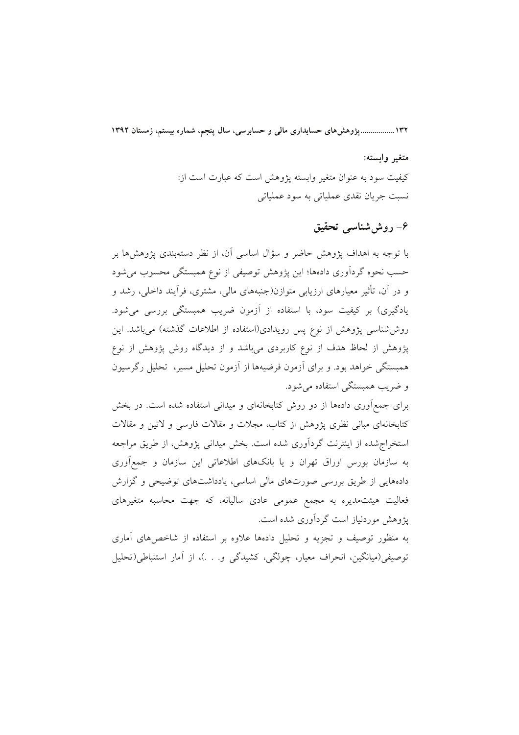**متغیر وابسته:**

کیفیت سود به عنوان متغیر وابسته پژوهش است که عبارت است از:

نسبت جریان نقدی عملیاتی به سود عملیاتی

## ۶- روش‌شناسی تحقیق

با توجه به اهداف پژوهش حاضر و سؤال اساسی آن، از نظر دسته‌بندی پژوهش‌ها بر حسب نحوه گردآوری داده‌ها؛ این پژوهش توصیفی از نوع همبستگی محسوب می‌شود و در آن، تأثیر معیارهای ارزیابی متوازن(جنبه‌های مالی، مشتری، فرآیند داخلی، رشد و یادگیری) بر کیفیت سود، با استفاده از آزمون ضریب همبستگی بررسی می‌شود. روش‌شناسی پژوهش از نوع پس رویدادی(استفاده از اطلاعات گذشته) می‌باشد. این پژوهش از لحاظ هدف از نوع کاربردی می‌باشد و از دیدگاه روش پژوهش از نوع همبستگی خواهد بود. و برای آزمون فرضیه‌ها از آزمون تحلیل مسیر، تحلیل رگرسیون و ضریب همبستگی استفاده می‌شود.

برای جمع‌آوری داده‌ها از دو روش کتابخانه‌ای و میدانی استفاده شده است. در بخش کتابخانه‌ای مبانی نظری پژوهش از کتاب، مجلات و مقالات فارسی و لاتین و مقالات استخراج‌شده از اینترنت گردآوری شده است. بخش میدانی پژوهش، از طریق مراجعه به سازمان بورس اوراق تهران و یا بانک‌های اطلاعاتی این سازمان و جمع‌آوری داده‌هایی از طریق بررسی صورت‌های مالی اساسی، یادداشت‌های توضیحی و گزارش فعالیت هیئت‌مدیره به مجمع عمومی عادی سالیانه، که جهت محاسبه متغیرهای پژوهش موردنیاز است گردآوری شده است.

به منظور توصیف و تجزیه و تحلیل داده‌ها علاوه بر استفاده از شاخص‌های آماری توصیفی(میانگین، انحراف معیار، چولگی، کشیدگی و. . .)، از آمار استنباطی(تحلیل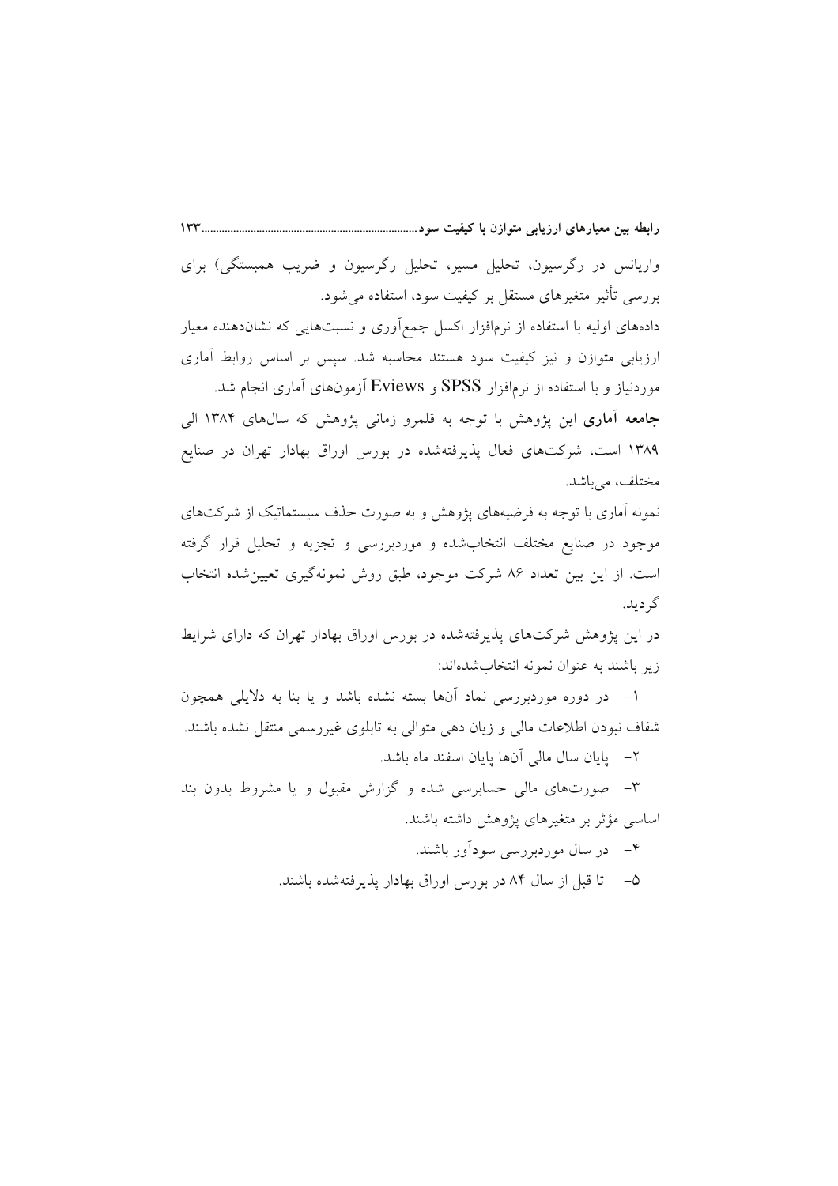واریانس در رگرسیون، تحلیل مسیر، تحلیل رگرسیون و ضریب همبستگی) برای بررسی تأثیر متغیرهای مستقل بر کیفیت سود، استفاده می‌شود.

داده‌های اولیه با استفاده از نرم‌افزار اکسل جمع‌آوری و نسبت‌هایی که نشان‌دهنده معیار ارزیابی متوازن و نیز کیفیت سود هستند محاسبه شد. سپس بر اساس روابط آماری موردنیاز و با استفاده از نرم‌افزار SPSS و Eviews آزمون‌های آماری انجام شد.

**جامعه آماری** این پژوهش با توجه به قلمرو زمانی پژوهش که سال‌های ۱۳۸۴ الی ۱۳۸۹ است، شرکت‌های فعال پذیرفته‌شده در بورس اوراق بهادار تهران در صنایع مختلف، می‌باشد.

نمونه آماری با توجه به فرضیه‌های پژوهش و به صورت حذف سیستماتیک از شرکت‌های موجود در صنایع مختلف انتخاب‌شده و موردبررسی و تجزیه و تحلیل قرار گرفته است. از این بین تعداد ۸۶ شرکت موجود، طبق روش نمونه‌گیری تعیین‌شده انتخاب گردید.

در این پژوهش شرکت‌های پذیرفته‌شده در بورس اوراق بهادار تهران که دارای شرایط زیر باشند به عنوان نمونه انتخاب‌شده‌اند:

۱- در دوره موردبررسی نماد آن‌ها بسته نشده باشد و یا بنا به دلایلی همچون شفاف نبودن اطلاعات مالی و زیان دهی متوالی به تابلوی غیررسمی منتقل نشده باشند.

۲- پایان سال مالی آن‌ها پایان اسفند ماه باشد.

۳- صورت‌های مالی حسابرسی شده و گزارش مقبول و یا مشروط بدون بند اساسی مؤثر بر متغیرهای پژوهش داشته باشند.

۴- در سال موردبررسی سودآور باشند.

۵- تا قبل از سال ۸۴ در بورس اوراق بهادار پذیرفته‌شده باشند.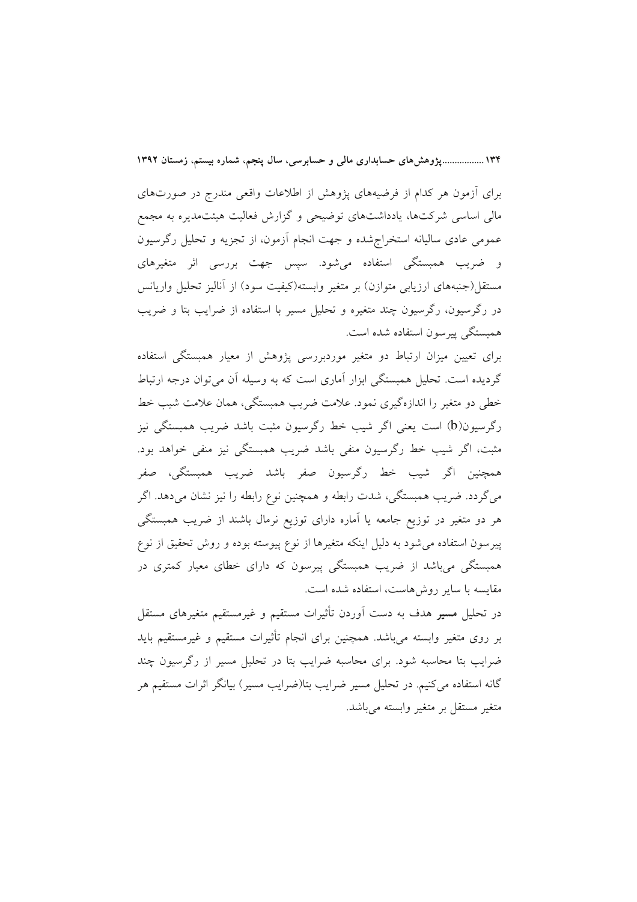برای آزمون هر کدام از فرضیه‌های پژوهش از اطلاعات واقعی مندرج در صورت‌های مالی اساسی شرکت‌ها، یادداشت‌های توضیحی و گزارش فعالیت هیئت‌مدیره به مجمع عمومی عادی سالیانه استخراج‌شده و جهت انجام آزمون، از تجزیه و تحلیل رگرسیون و ضریب همبستگی استفاده می‌شود. سپس جهت بررسی اثر متغیرهای مستقل(جنبه‌های ارزیابی متوازن) بر متغیر وابسته(کیفیت سود) از آنالیز تحلیل واریانس در رگرسیون، رگرسیون چند متغیره و تحلیل مسیر با استفاده از ضرایب بتا و ضریب همبستگی پیرسون استفاده شده است.

برای تعیین میزان ارتباط دو متغیر موردبررسی پژوهش از معیار همبستگی استفاده گردیده است. تحلیل همبستگی ابزار آماری است که به وسیله آن می‌توان درجه ارتباط خطی دو متغیر را اندازه‌گیری نمود. علامت ضریب همبستگی، همان علامت شیب خط رگرسیون(b) است یعنی اگر شیب خط رگرسیون مثبت باشد ضریب همبستگی نیز مثبت، اگر شیب خط رگرسیون منفی باشد ضریب همبستگی نیز منفی خواهد بود. همچنین اگر شیب خط رگرسیون صفر باشد ضریب همبستگی، صفر می‌گردد. ضریب همبستگی، شدت رابطه و همچنین نوع رابطه را نیز نشان می‌دهد. اگر هر دو متغیر در توزیع جامعه یا آماره دارای توزیع نرمال باشند از ضریب همبستگی پیرسون استفاده می‌شود به دلیل اینکه متغیرها از نوع پیوسته بوده و روش تحقیق از نوع همبستگی می‌باشد از ضریب همبستگی پیرسون که دارای خطای معیار کمتری در مقایسه با سایر روش‌هاست، استفاده شده است.

در تحلیل **مسیر** هدف به دست آوردن تأثیرات مستقیم و غیرمستقیم متغیرهای مستقل بر روی متغیر وابسته می‌باشد. همچنین برای انجام تأثیرات مستقیم و غیرمستقیم باید ضرایب بتا محاسبه شود. برای محاسبه ضرایب بتا در تحلیل مسیر از رگرسیون چند گانه استفاده می‌کنیم. در تحلیل مسیر ضرایب بتا(ضرایب مسیر) بیانگر اثرات مستقیم هر متغیر مستقل بر متغیر وابسته می‌باشد.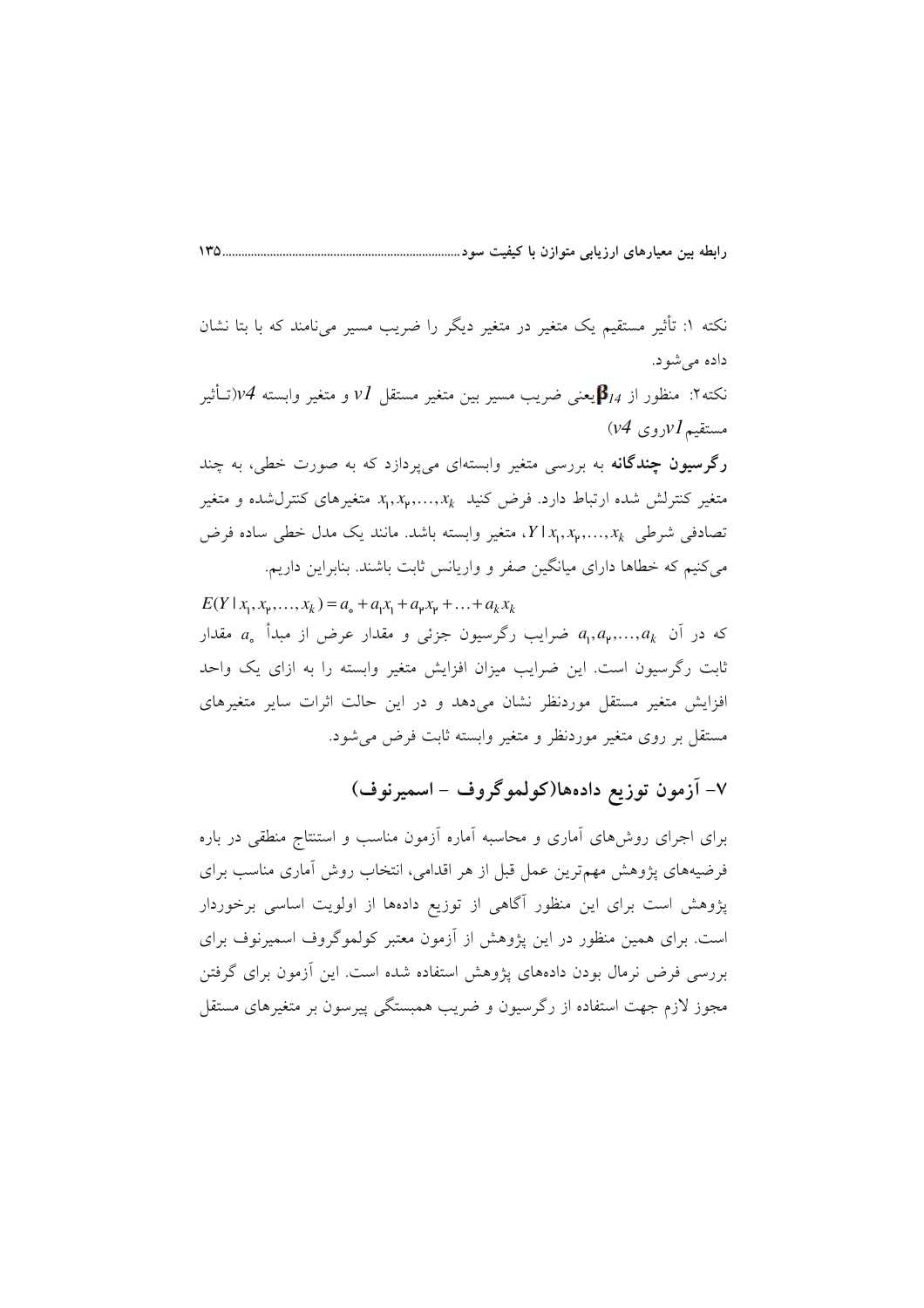نکته ۱: تأثیر مستقیم یک متغیر در متغیر دیگر را ضریب مسیر می‌نامند که با بتا نشان داده می‌شود.

نکته۲: منظور از $\beta_{14}$ یعنی ضریب مسیر بین متغیر مستقل $v1$ و متغیر وابسته $v4$ (تـأثیر مستقیم $v1$ روی $v4$)

**رگرسیون چندگانه** به بررسی متغیر وابسته‌ای می‌پردازد که به صورت خطی، به چند متغیر کنترلش شده ارتباط دارد. فرض کنید $x_1, x_2, \ldots, x_k$ متغیرهای کنترل‌شده و متغیر تصادفی شرطی $Y \mid x_1, x_2, \ldots, x_k$، متغیر وابسته باشد. مانند یک مدل خطی ساده فرض می‌کنیم که خطاها دارای میانگین صفر و واریانس ثابت باشند. بنابراین داریم.

$$E(Y \mid x_1, x_2, \ldots, x_k) = a_0 + a_1 x_1 + a_2 x_2 + \ldots + a_k x_k$$

که در آن $a_1, a_2, \ldots, a_k$ ضرایب رگرسیون جزئی و مقدار عرض از مبدأ $a_0$ مقدار ثابت رگرسیون است. این ضرایب میزان افزایش متغیر وابسته را به ازای یک واحد افزایش متغیر مستقل موردنظر نشان می‌دهد و در این حالت اثرات سایر متغیرهای مستقل بر روی متغیر موردنظر و متغیر وابسته ثابت فرض می‌شود.

## ۷- آزمون توزیع داده‌ها(کولموگروف - اسمیرنوف)

برای اجرای روش‌های آماری و محاسبه آماره آزمون مناسب و استنتاج منطقی در باره فرضیه‌های پژوهش مهم‌ترین عمل قبل از هر اقدامی، انتخاب روش آماری مناسب برای پژوهش است برای این منظور آگاهی از توزیع داده‌ها از اولویت اساسی برخوردار است. برای همین منظور در این پژوهش از آزمون معتبر کولموگروف اسمیرنوف برای بررسی فرض نرمال بودن داده‌های پژوهش استفاده شده است. این آزمون برای گرفتن مجوز لازم جهت استفاده از رگرسیون و ضریب همبستگی پیرسون بر متغیرهای مستقل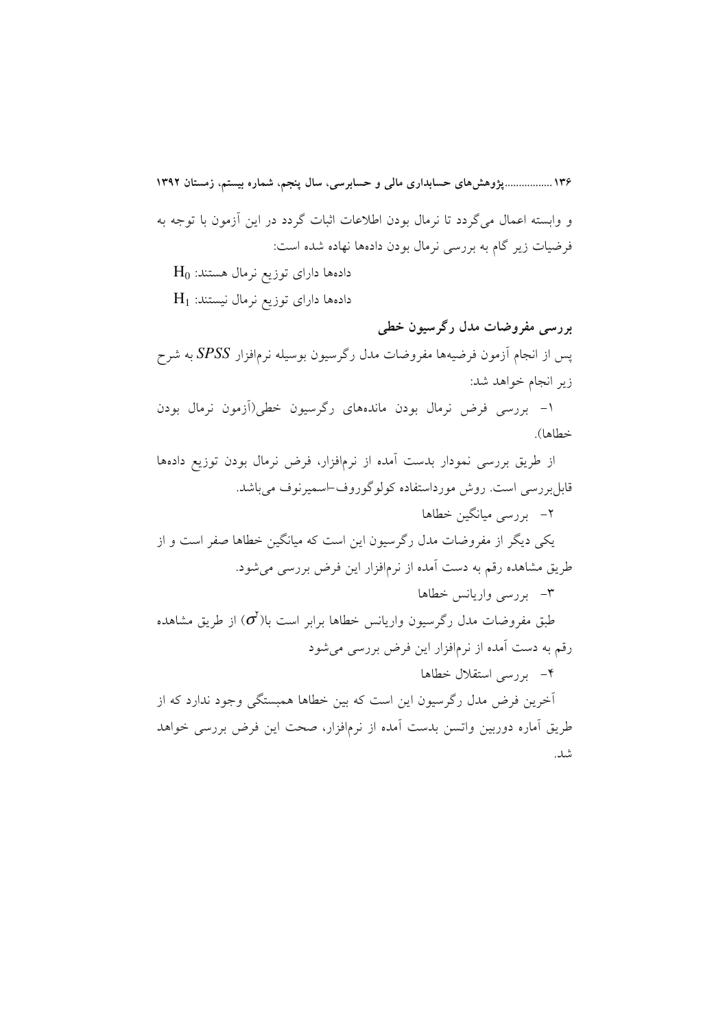و وابسته اعمال می‌گردد تا نرمال بودن اطلاعات اثبات گردد در این آزمون با توجه به فرضیات زیر گام به بررسی نرمال بودن داده‌ها نهاده شده است:

داده‌ها دارای توزیع نرمال هستند: $H_0$

داده‌ها دارای توزیع نرمال نیستند: $H_1$

**بررسی مفروضات مدل رگرسیون خطی**

پس از انجام آزمون فرضیه‌ها مفروضات مدل رگرسیون بوسیله نرم‌افزار *SPSS* به شرح زیر انجام خواهد شد:

۱- بررسی فرض نرمال بودن مانده‌های رگرسیون خطی(آزمون نرمال بودن خطاها).

از طریق بررسی نمودار بدست آمده از نرم‌افزار، فرض نرمال بودن توزیع داده‌ها قابل‌بررسی است. روش مورداستفاده کولوگوروف-اسمیرنوف می‌باشد.

۲- بررسی میانگین خطاها

یکی دیگر از مفروضات مدل رگرسیون این است که میانگین خطاها صفر است و از طریق مشاهده رقم به دست آمده از نرم‌افزار این فرض بررسی می‌شود.

۳- بررسی واریانس خطاها

طبق مفروضات مدل رگرسیون واریانس خطاها برابر است با($\sigma^2$) از طریق مشاهده رقم به دست آمده از نرم‌افزار این فرض بررسی می‌شود

۴- بررسی استقلال خطاها

آخرین فرض مدل رگرسیون این است که بین خطاها همبستگی وجود ندارد که از طریق آماره دوربین واتسن بدست آمده از نرم‌افزار، صحت این فرض بررسی خواهد شد.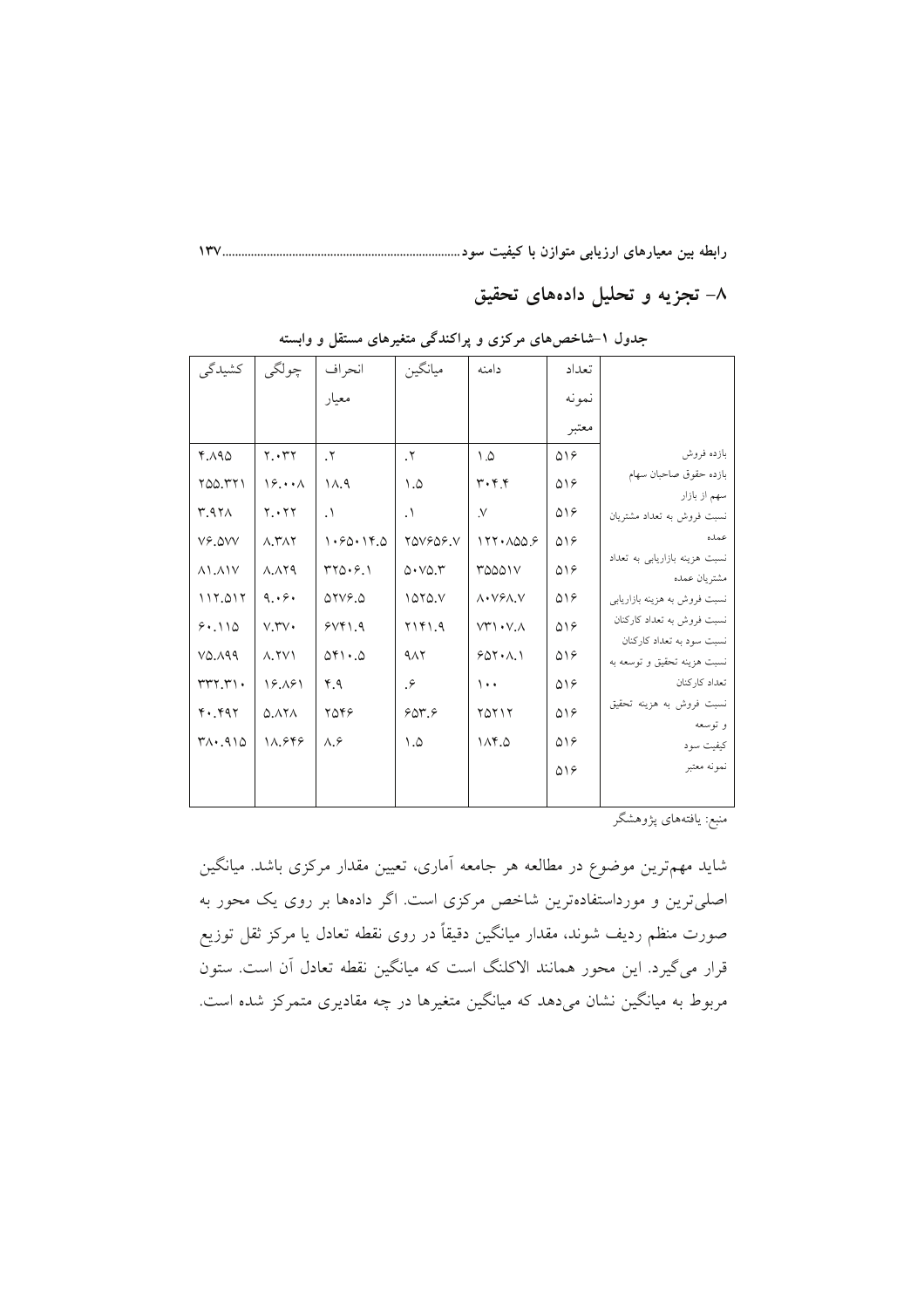## ۸- تجزیه و تحلیل داده‌های تحقیق

جدول ۱-شاخص‌های مرکزی و پراکندگی متغیرهای مستقل و وابسته

| | تعداد نمونه معتبر | دامنه | میانگین | انحراف معیار | چولگی | کشیدگی |
|---|---|---|---|---|---|---|
| بازده فروش | ۵۱۶ | ۱.۵ | .۲ | .۲ | ۲.۰۳۲ | ۴.۸۹۵ |
| بازده حقوق صاحبان سهام | ۵۱۶ | ۳۰۴.۴ | ۱.۵ | ۱۸.۹ | ۱۶.۰۰۸ | ۲۵۵.۳۲۱ |
| سهم از بازار | ۵۱۶ | .۷ | .۱ | .۱ | ۲.۰۲۲ | ۳.۹۲۸ |
| نسبت فروش به تعداد مشتریان عمده | ۵۱۶ | ۱۲۲۰۸۵۵.۶ | ۲۵۷۶۵۶.۷ | ۱۰۶۵۰۱۴.۵ | ۸.۳۸۲ | ۷۶.۵۷۷ |
| نسبت هزینه بازاریابی به تعداد مشتریان عمده | ۵۱۶ | ۳۵۵۵۱۷ | ۵۰۷۵.۳ | ۳۲۵۰۶.۱ | ۸.۸۲۹ | ۸۱.۸۱۷ |
| نسبت فروش به هزینه بازاریابی | ۵۱۶ | ۸۰۷۶۸.۷ | ۱۵۲۵.۷ | ۵۲۷۶.۵ | ۹.۰۶۰ | ۱۱۲.۵۱۲ |
| نسبت فروش به تعداد کارکنان | ۵۱۶ | ۷۳۱۰۷.۸ | ۲۱۴۱.۹ | ۶۷۴۱.۹ | ۷.۳۷۰ | ۶۰.۱۱۵ |
| نسبت سود به تعداد کارکنان | ۵۱۶ | ۶۵۲۰۸.۱ | ۹۸۲ | ۵۴۱۰.۵ | ۸.۲۷۱ | ۷۵.۸۹۹ |
| نسبت هزینه تحقیق و توسعه به تعداد کارکنان | ۵۱۶ | ۱۰۰ | .۶ | ۴.۹ | ۱۶.۸۶۱ | ۳۳۲.۳۱۰ |
| نسبت فروش به هزینه تحقیق و توسعه | ۵۱۶ | ۲۵۲۱۲ | ۶۵۳.۶ | ۲۵۴۶ | ۵.۸۲۸ | ۴۰.۴۹۲ |
| کیفیت سود | ۵۱۶ | ۱۸۴.۵ | ۱.۵ | ۸.۶ | ۱۸.۶۴۶ | ۳۸۰.۹۱۵ |
| نمونه معتبر | ۵۱۶ | | | | | |

منبع: یافته‌های پژوهشگر

شاید مهم‌ترین موضوع در مطالعه هر جامعه آماری، تعیین مقدار مرکزی باشد. میانگین اصلی‌ترین و مورداستفاده‌ترین شاخص مرکزی است. اگر داده‌ها بر روی یک محور به صورت منظم ردیف شوند، مقدار میانگین دقیقاً در روی نقطه تعادل یا مرکز ثقل توزیع قرار می‌گیرد. این محور همانند الاکلنگ است که میانگین نقطه تعادل آن است. ستون مربوط به میانگین نشان می‌دهد که میانگین متغیرها در چه مقادیری متمرکز شده است.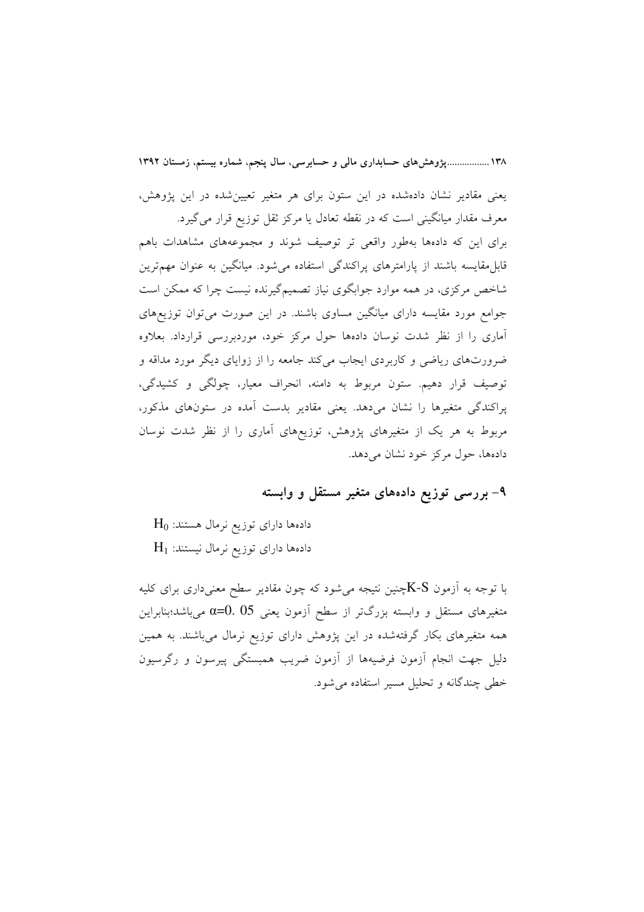یعنی مقادیر نشان داده‌شده در این ستون برای هر متغیر تعیین‌شده در این پژوهش، معرف مقدار میانگینی است که در نقطه تعادل یا مرکز ثقل توزیع قرار می‌گیرد.

برای این که داده‌ها به‌طور واقعی تر توصیف شوند و مجموعه‌های مشاهدات باهم قابل‌مقایسه باشند از پارامترهای پراکندگی استفاده می‌شود. میانگین به عنوان مهم‌ترین شاخص مرکزی، در همه موارد جوابگوی نیاز تصمیم‌گیرنده نیست چرا که ممکن است جوامع مورد مقایسه دارای میانگین مساوی باشند. در این صورت می‌توان توزیع‌های آماری را از نظر شدت نوسان داده‌ها حول مرکز خود، موردبررسی قرارداد. بعلاوه ضرورت‌های ریاضی و کاربردی ایجاب می‌کند جامعه را از زوایای دیگر مورد مداقه و توصیف قرار دهیم. ستون مربوط به دامنه، انحراف معیار، چولگی و کشیدگی، پراکندگی متغیرها را نشان می‌دهد. یعنی مقادیر بدست آمده در ستون‌های مذکور، مربوط به هر یک از متغیرهای پژوهش، توزیع‌های آماری را از نظر شدت نوسان داده‌ها، حول مرکز خود نشان می‌دهد.

## ۹- بررسی توزیع داده‌های متغیر مستقل و وابسته

داده‌ها دارای توزیع نرمال هستند: $H_0$

داده‌ها دارای توزیع نرمال نیستند: $H_1$

با توجه به آزمون K-Sچنین نتیجه می‌شود که چون مقادیر سطح معنی‌داری برای کلیه متغیرهای مستقل و وابسته بزرگ‌تر از سطح آزمون یعنی $\alpha=0.05$ می‌باشد؛بنابراین همه متغیرهای بکار گرفته‌شده در این پژوهش دارای توزیع نرمال می‌باشند. به همین دلیل جهت انجام آزمون فرضیه‌ها از آزمون ضریب همبستگی پیرسون و رگرسیون خطی چندگانه و تحلیل مسیر استفاده می‌شود.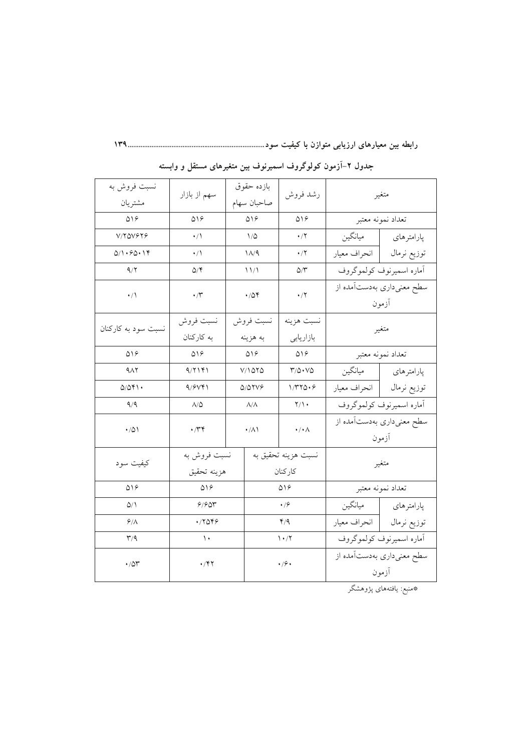جدول ۲-آزمون کولوگروف اسمیرنوف بین متغیرهای مستقل و وابسته

| متغیر | | رشد فروش | بازده حقوق صاحبان سهام | سهم از بازار | نسبت فروش به مشتریان |
|---|---|---|---|---|---|
| تعداد نمونه معتبر | | ۵۱۶ | ۵۱۶ | ۵۱۶ | ۵۱۶ |
| پارامترهای توزیع نرمال | میانگین | ۰/۲ | ۱/۵ | ۰/۱ | ۷/۲۵۷۶۲۶ |
| | انحراف معیار | ۰/۲ | ۱۸/۹ | ۰/۱ | ۵/۱۰۶۵۰۱۴ |
| آماره اسمیرنوف کولموگروف | | ۵/۳ | ۱۱/۱ | ۵/۴ | ۹/۲ |
| سطح معنی‌داری به‌دست‌آمده از آزمون | | ۰/۲ | ۰/۵۴ | ۰/۳ | ۰/۱ |
| متغیر | | نسبت هزینه بازاریابی | نسبت فروش به هزینه | نسبت فروش به کارکنان | نسبت سود به کارکنان |
| تعداد نمونه معتبر | | ۵۱۶ | ۵۱۶ | ۵۱۶ | ۵۱۶ |
| پارامترهای توزیع نرمال | میانگین | ۳/۵۰۷۵ | ۷/۱۵۲۵ | ۹/۲۱۴۱ | ۹۸۲ |
| | انحراف معیار | ۱/۳۲۵۰۶ | ۵/۵۲۷۶ | ۹/۶۷۴۱ | ۵/۵۴۱۰ |
| آماره اسمیرنوف کولموگروف | | ۲/۱۰ | ۸/۸ | ۸/۵ | ۹/۹ |
| سطح معنی‌داری به‌دست‌آمده از آزمون | | ۰/۰۸ | ۰/۸۱ | ۰/۳۴ | ۰/۵۱ |
| متغیر | | نسبت هزینه تحقیق به کارکنان | | نسبت فروش به هزینه تحقیق | کیفیت سود |
| تعداد نمونه معتبر | | ۵۱۶ | | ۵۱۶ | ۵۱۶ |
| پارامترهای توزیع نرمال | میانگین | ۰/۶ | | ۶/۶۵۳ | ۵/۱ |
| | انحراف معیار | ۴/۹ | | ۰/۲۵۴۶ | ۶/۸ |
| آماره اسمیرنوف کولموگروف | | ۱۰/۲ | | ۱۰ | ۳/۹ |
| سطح معنی‌داری به‌دست‌آمده از آزمون | | ۰/۶۰ | | ۰/۴۲ | ۰/۵۳ |

*منبع: یافته‌های پژوهشگر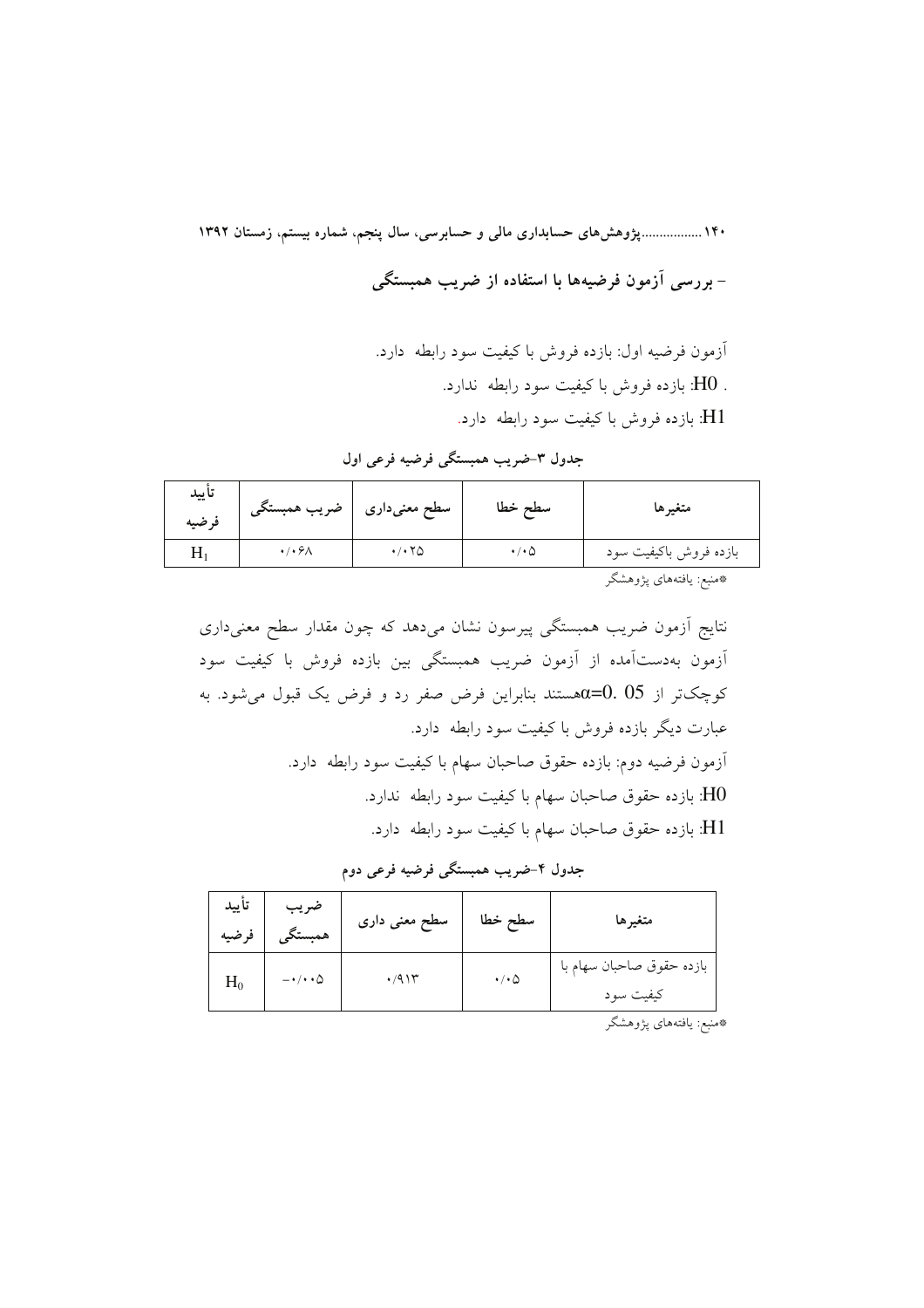- **بررسی آزمون فرضیه‌ها با استفاده از ضریب همبستگی**

آزمون فرضیه اول: بازده فروش با کیفیت سود رابطه دارد.

. H0: بازده فروش با کیفیت سود رابطه ندارد.

H1: بازده فروش با کیفیت سود رابطه دارد.

**جدول ۳-ضریب همبستگی فرضیه فرعی اول**

| متغیرها | سطح خطا | سطح معنی‌داری | ضریب همبستگی | تأیید فرضیه |
|---|---|---|---|---|
| بازده فروش باکیفیت سود | ۰/۰۵ | ۰/۰۲۵ | ۰/۰۶۸ | $H_1$ |

*منبع: یافته‌های پژوهشگر

نتایج آزمون ضریب همبستگی پیرسون نشان می‌دهد که چون مقدار سطح معنی‌داری آزمون به‌دست‌آمده از آزمون ضریب همبستگی بین بازده فروش با کیفیت سود کوچک‌تر از $\alpha$=0. 05 هستند بنابراین فرض صفر رد و فرض یک قبول می‌شود. به عبارت دیگر بازده فروش با کیفیت سود رابطه دارد.

آزمون فرضیه دوم: بازده حقوق صاحبان سهام با کیفیت سود رابطه دارد.

H0: بازده حقوق صاحبان سهام با کیفیت سود رابطه ندارد.

H1: بازده حقوق صاحبان سهام با کیفیت سود رابطه دارد.

**جدول ۴-ضریب همبستگی فرضیه فرعی دوم**

| متغیرها | سطح خطا | سطح معنی داری | ضریب همبستگی | تأیید فرضیه |
|---|---|---|---|---|
| بازده حقوق صاحبان سهام با کیفیت سود | ۰/۰۵ | ۰/۹۱۳ | -۰/۰۰۵ | $H_0$ |

*منبع: یافته‌های پژوهشگر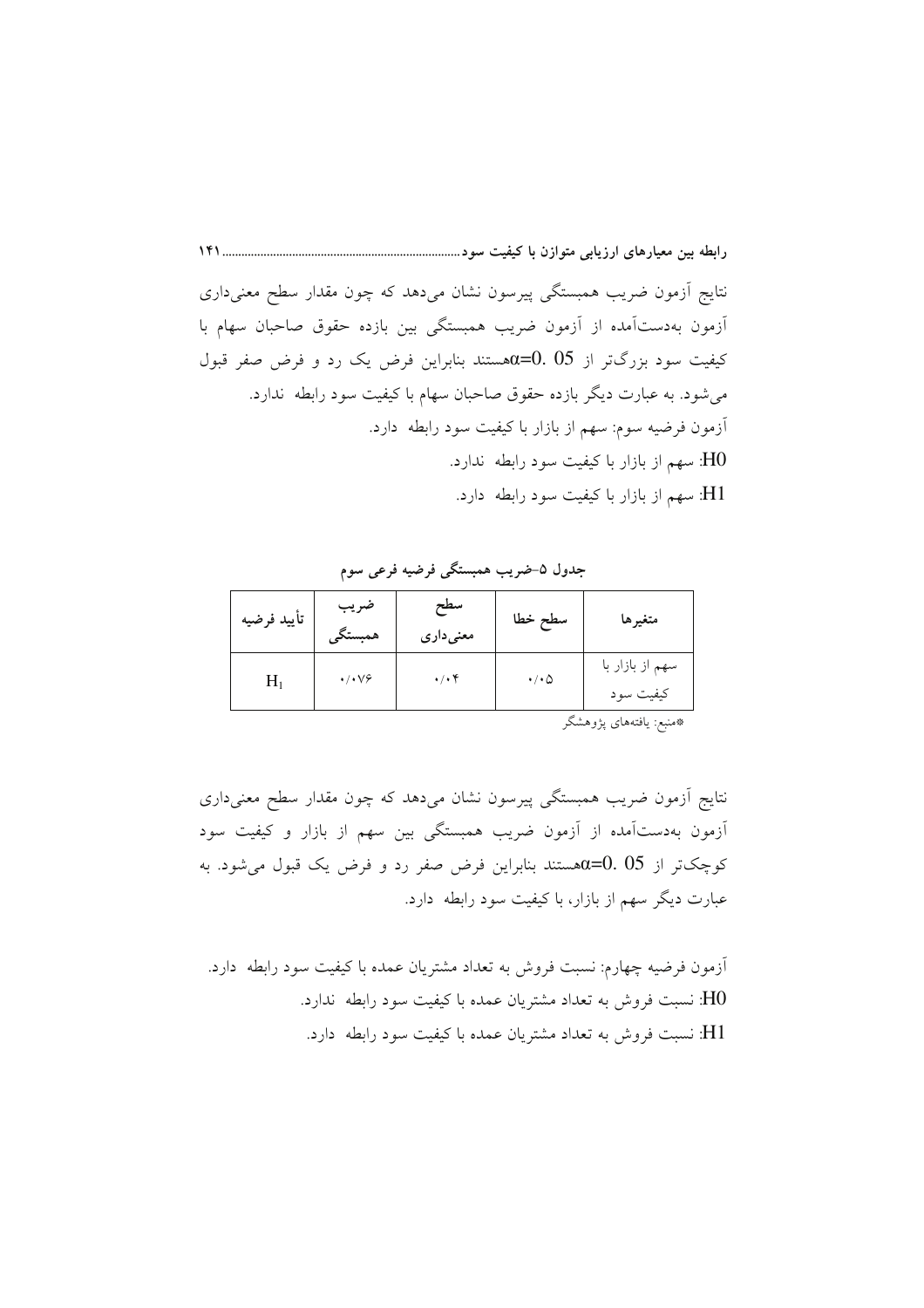نتایج آزمون ضریب همبستگی پیرسون نشان می‌دهد که چون مقدار سطح معنی‌داری آزمون به‌دست‌آمده از آزمون ضریب همبستگی بین بازده حقوق صاحبان سهام با کیفیت سود بزرگ‌تر از $\alpha$=0. 05 هستند بنابراین فرض یک رد و فرض صفر قبول می‌شود. به عبارت دیگر بازده حقوق صاحبان سهام با کیفیت سود رابطه ندارد.

آزمون فرضیه سوم: سهم از بازار با کیفیت سود رابطه دارد.

H0: سهم از بازار با کیفیت سود رابطه ندارد.

H1: سهم از بازار با کیفیت سود رابطه دارد.

**جدول ۵-ضریب همبستگی فرضیه فرعی سوم**

| متغیرها | سطح خطا | سطح معنی‌داری | ضریب همبستگی | تأیید فرضیه |
|---|---|---|---|---|
| سهم از بازار با کیفیت سود | ۰/۰۵ | ۰/۰۴ | ۰/۰۷۶ | $H_1$ |

*منبع: یافته‌های پژوهشگر

نتایج آزمون ضریب همبستگی پیرسون نشان می‌دهد که چون مقدار سطح معنی‌داری آزمون به‌دست‌آمده از آزمون ضریب همبستگی بین سهم از بازار و کیفیت سود کوچک‌تر از $\alpha$=0. 05 هستند بنابراین فرض صفر رد و فرض یک قبول می‌شود. به عبارت دیگر سهم از بازار، با کیفیت سود رابطه دارد.

آزمون فرضیه چهارم: نسبت فروش به تعداد مشتریان عمده با کیفیت سود رابطه دارد.

H0: نسبت فروش به تعداد مشتریان عمده با کیفیت سود رابطه ندارد.

H1: نسبت فروش به تعداد مشتریان عمده با کیفیت سود رابطه دارد.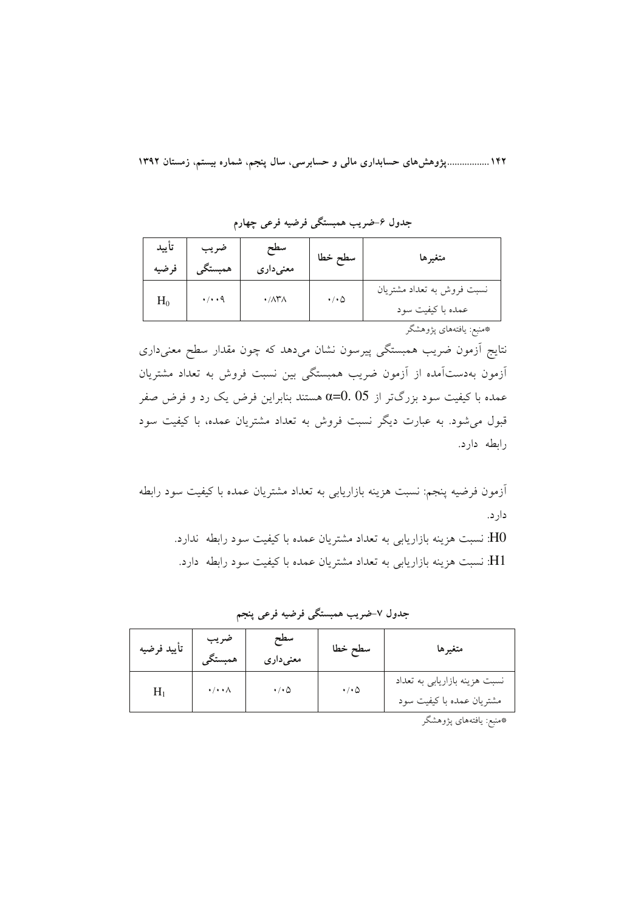جدول ۶-ضریب همبستگی فرضیه فرعی چهارم

| متغیرها | سطح خطا | سطح معنی‌داری | ضریب همبستگی | تأیید فرضیه |
|---|---|---|---|---|
| نسبت فروش به تعداد مشتریان عمده با کیفیت سود | ۰/۰۵ | ۰/۸۳۸ | ۰/۰۰۹ | $H_0$ |

*منبع: یافته‌های پژوهشگر

نتایج آزمون ضریب همبستگی پیرسون نشان می‌دهد که چون مقدار سطح معنی‌داری آزمون به‌دست‌آمده از آزمون ضریب همبستگی بین نسبت فروش به تعداد مشتریان عمده با کیفیت سود بزرگ‌تر از $\alpha=0.05$ هستند بنابراین فرض یک رد و فرض صفر قبول می‌شود. به عبارت دیگر نسبت فروش به تعداد مشتریان عمده، با کیفیت سود رابطه دارد.

آزمون فرضیه پنجم: نسبت هزینه بازاریابی به تعداد مشتریان عمده با کیفیت سود رابطه دارد.

H0: نسبت هزینه بازاریابی به تعداد مشتریان عمده با کیفیت سود رابطه ندارد.

H1: نسبت هزینه بازاریابی به تعداد مشتریان عمده با کیفیت سود رابطه دارد.

جدول ۷-ضریب همبستگی فرضیه فرعی پنجم

| متغیرها | سطح خطا | سطح معنی‌داری | ضریب همبستگی | تأیید فرضیه |
|---|---|---|---|---|
| نسبت هزینه بازاریابی به تعداد مشتریان عمده با کیفیت سود | ۰/۰۵ | ۰/۰۵ | ۰/۰۰۸ | $H_1$ |

*منبع: یافته‌های پژوهشگر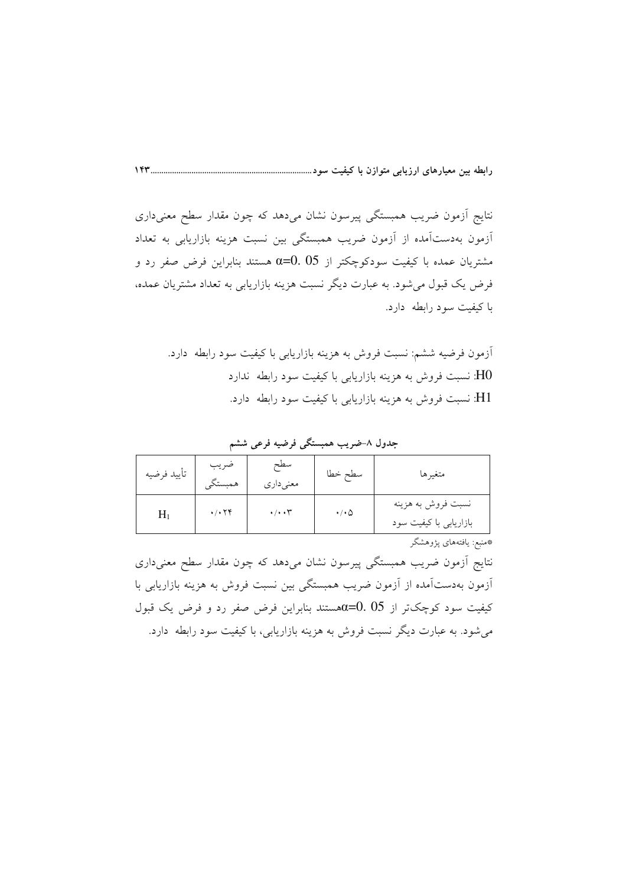نتایج آزمون ضریب همبستگی پیرسون نشان می‌دهد که چون مقدار سطح معنی‌داری آزمون به‌دست‌آمده از آزمون ضریب همبستگی بین نسبت هزینه بازاریابی به تعداد مشتریان عمده با کیفیت سودکوچکتر از $\alpha$=0. 05 هستند بنابراین فرض صفر رد و فرض یک قبول می‌شود. به عبارت دیگر نسبت هزینه بازاریابی به تعداد مشتریان عمده، با کیفیت سود رابطه دارد.

آزمون فرضیه ششم: نسبت فروش به هزینه بازاریابی با کیفیت سود رابطه دارد.

H0: نسبت فروش به هزینه بازاریابی با کیفیت سود رابطه ندارد

H1: نسبت فروش به هزینه بازاریابی با کیفیت سود رابطه دارد.

**جدول ۸-ضریب همبستگی فرضیه فرعی ششم**

| متغیرها | سطح خطا | سطح معنی‌داری | ضریب همبستگی | تأیید فرضیه |
|---|---|---|---|---|
| نسبت فروش به هزینه بازاریابی با کیفیت سود | ۰/۰۵ | ۰/۰۰۳ | ۰/۰۲۴ | $H_1$ |

*منبع: یافته‌های پژوهشگر

نتایج آزمون ضریب همبستگی پیرسون نشان می‌دهد که چون مقدار سطح معنی‌داری آزمون به‌دست‌آمده از آزمون ضریب همبستگی بین نسبت فروش به هزینه بازاریابی با کیفیت سود کوچک‌تر از 05 .0=$\alpha$هستند بنابراین فرض صفر رد و فرض یک قبول می‌شود. به عبارت دیگر نسبت فروش به هزینه بازاریابی، با کیفیت سود رابطه دارد.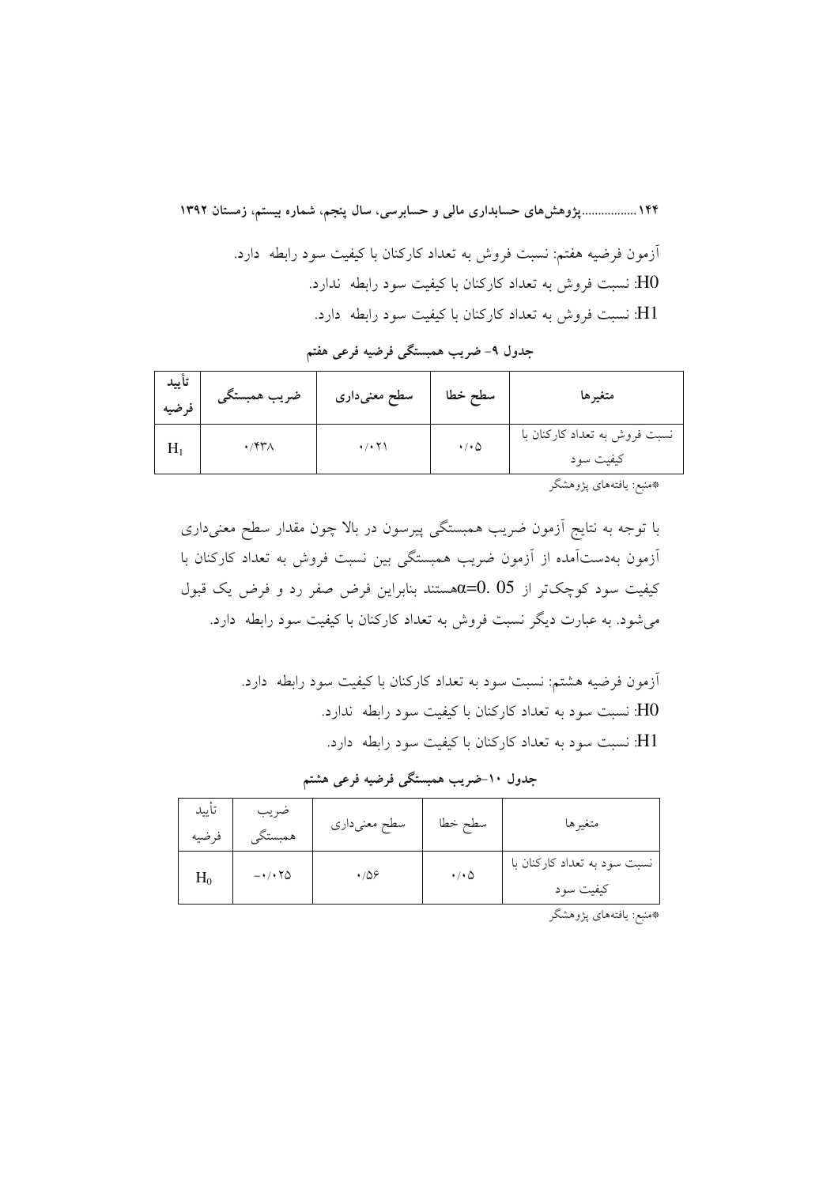آزمون فرضیه هفتم: نسبت فروش به تعداد کارکنان با کیفیت سود رابطه دارد.

H0: نسبت فروش به تعداد کارکنان با کیفیت سود رابطه ندارد.

H1: نسبت فروش به تعداد کارکنان با کیفیت سود رابطه دارد.

**جدول ۹- ضریب همبستگی فرضیه فرعی هفتم**

| متغیرها | سطح خطا | سطح معنی‌داری | ضریب همبستگی | تأیید فرضیه |
|---|---|---|---|---|
| نسبت فروش به تعداد کارکنان با کیفیت سود | ۰/۰۵ | ۰/۰۲۱ | ۰/۴۳۸ | $H_1$ |

*منبع: یافته‌های پژوهشگر

با توجه به نتایج آزمون ضریب همبستگی پیرسون در بالا چون مقدار سطح معنی‌داری آزمون به‌دست‌آمده از آزمون ضریب همبستگی بین نسبت فروش به تعداد کارکنان با کیفیت سود کوچک‌تر از $\alpha=0.05$ هستند بنابراین فرض صفر رد و فرض یک قبول می‌شود. به عبارت دیگر نسبت فروش به تعداد کارکنان با کیفیت سود رابطه دارد.

آزمون فرضیه هشتم: نسبت سود به تعداد کارکنان با کیفیت سود رابطه دارد.

H0: نسبت سود به تعداد کارکنان با کیفیت سود رابطه ندارد.

H1: نسبت سود به تعداد کارکنان با کیفیت سود رابطه دارد.

**جدول ۱۰-ضریب همبستگی فرضیه فرعی هشتم**

| متغیرها | سطح خطا | سطح معنی‌داری | ضریب همبستگی | تأیید فرضیه |
|---|---|---|---|---|
| نسبت سود به تعداد کارکنان با کیفیت سود | ۰/۰۵ | ۰/۵۶ | −۰/۰۲۵ | $H_0$ |

*منبع: یافته‌های پژوهشگر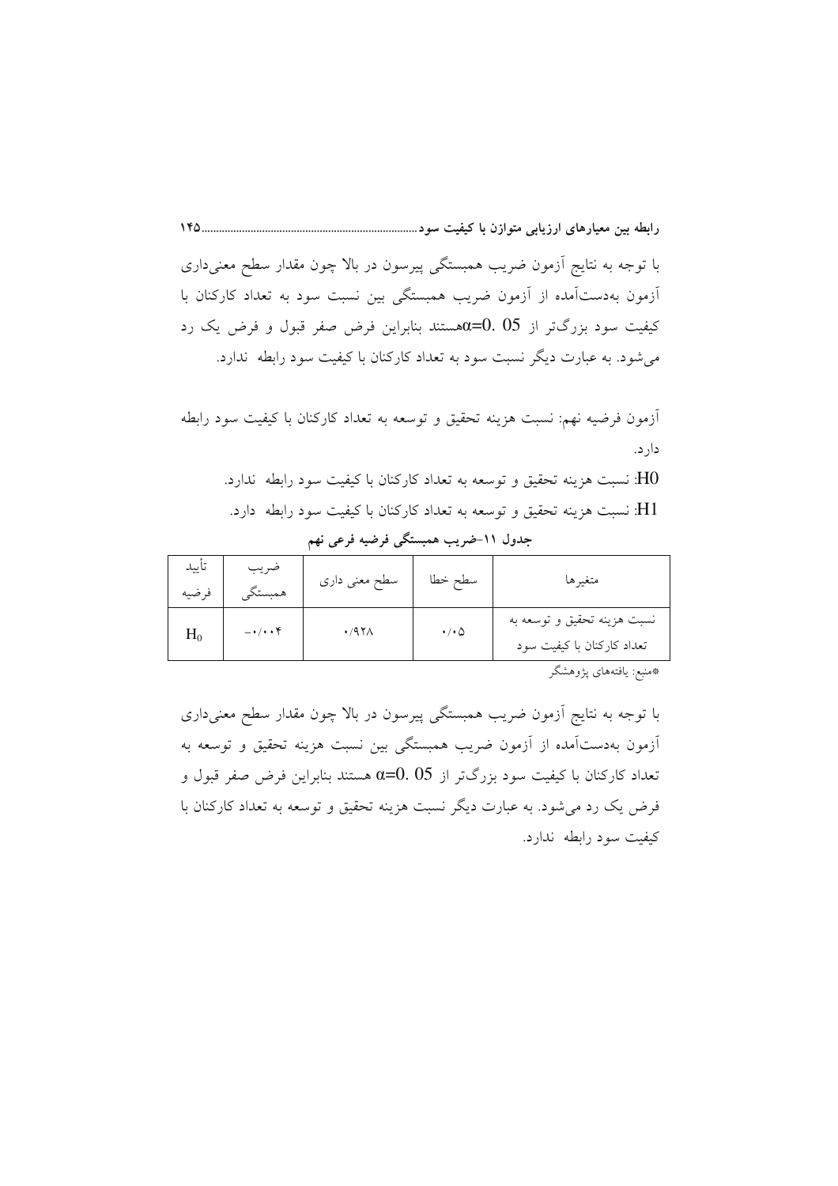با توجه به نتایج آزمون ضریب همبستگی پیرسون در بالا چون مقدار سطح معنی‌داری آزمون به‌دست‌آمده از آزمون ضریب همبستگی بین نسبت سود به تعداد کارکنان با کیفیت سود بزرگ‌تر از α=0. 05 هستند بنابراین فرض صفر قبول و فرض یک رد می‌شود. به عبارت دیگر نسبت سود به تعداد کارکنان با کیفیت سود رابطه ندارد.

آزمون فرضیه نهم: نسبت هزینه تحقیق و توسعه به تعداد کارکنان با کیفیت سود رابطه دارد.

H0: نسبت هزینه تحقیق و توسعه به تعداد کارکنان با کیفیت سود رابطه ندارد.

H1: نسبت هزینه تحقیق و توسعه به تعداد کارکنان با کیفیت سود رابطه دارد.

**جدول ۱۱-ضریب همبستگی فرضیه فرعی نهم**

| متغیرها | سطح خطا | سطح معنی داری | ضریب همبستگی | تأیید فرضیه |
|---|---|---|---|---|
| نسبت هزینه تحقیق و توسعه به تعداد کارکنان با کیفیت سود | ۰/۰۵ | ۰/۹۲۸ | -۰/۰۰۴ | $H_0$ |

*منبع: یافته‌های پژوهشگر

با توجه به نتایج آزمون ضریب همبستگی پیرسون در بالا چون مقدار سطح معنی‌داری آزمون به‌دست‌آمده از آزمون ضریب همبستگی بین نسبت هزینه تحقیق و توسعه به تعداد کارکنان با کیفیت سود بزرگ‌تر از α=0. 05 هستند بنابراین فرض صفر قبول و فرض یک رد می‌شود. به عبارت دیگر نسبت هزینه تحقیق و توسعه به تعداد کارکنان با کیفیت سود رابطه ندارد.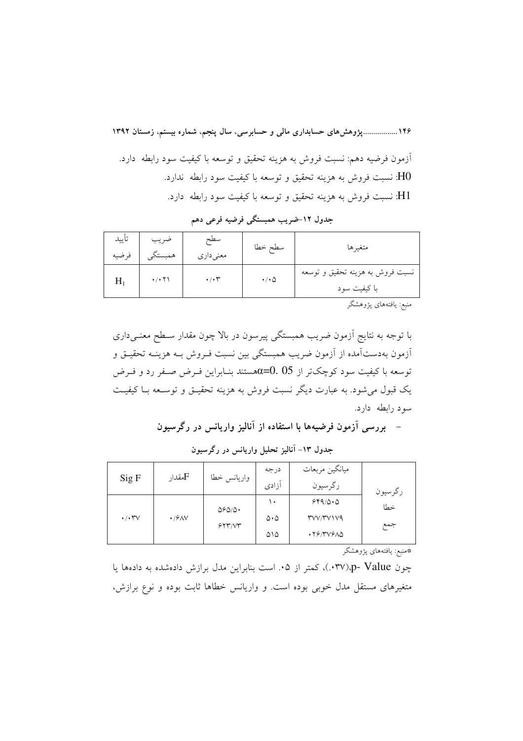آزمون فرضیه دهم: نسبت فروش به هزینه تحقیق و توسعه با کیفیت سود رابطه دارد.

H0: نسبت فروش به هزینه تحقیق و توسعه با کیفیت سود رابطه ندارد.

H1: نسبت فروش به هزینه تحقیق و توسعه با کیفیت سود رابطه دارد.

**جدول ۱۲-ضریب همبستگی فرضیه فرعی دهم**

| متغیرها | سطح خطا | سطح معنی‌داری | ضریب همبستگی | تأیید فرضیه |
|---|---|---|---|---|
| نسبت فروش به هزینه تحقیق و توسعه با کیفیت سود | ۰/۰۵ | ۰/۰۳ | ۰/۰۲۱ | $H_1$ |

منبع: یافته‌های پژوهشگر

با توجه به نتایج آزمون ضریب همبستگی پیرسون در بالا چون مقدار سطح معنی‌داری آزمون به‌دست‌آمده از آزمون ضریب همبستگی بین نسبت فروش به هزینه تحقیق و توسعه با کیفیت سود کوچک‌تر از $\alpha$=0. 05 هستند بنابراین فرض صفر رد و فرض یک قبول می‌شود. به عبارت دیگر نسبت فروش به هزینه تحقیق و توسعه با کیفیت سود رابطه دارد.

- **بررسی آزمون فرضیه‌ها با استفاده از آنالیز واریانس در رگرسیون**

**جدول ۱۳- آنالیز تحلیل واریانس در رگرسیون**

| | میانگین مربعات رگرسیون | درجه آزادی | واریانس خطا | مقدار F | Sig F |
|---|---|---|---|---|---|
| رگرسیون | ۶۴۹/۵۰۵ | ۱۰ | ۵۶۵/۵۰ | ۰/۶۸۷ | ۰/۰۳۷ |
| خطا | ۳۷۷/۳۷۱۷۹ | ۵۰۵ | ۶۲۳/۷۳ | | |
| جمع | ۰۲۶/۳۷۶۸۵ | ۵۱۵ | | | |

*منبع: یافته‌های پژوهشگر

چون p- Value،(۰۳۷.)، کمتر از ۰۵. است بنابراین مدل برازش داده‌شده به داده‌ها یا متغیرهای مستقل مدل خوبی بوده است. و واریانس خطاها ثابت بوده و نوع برازش،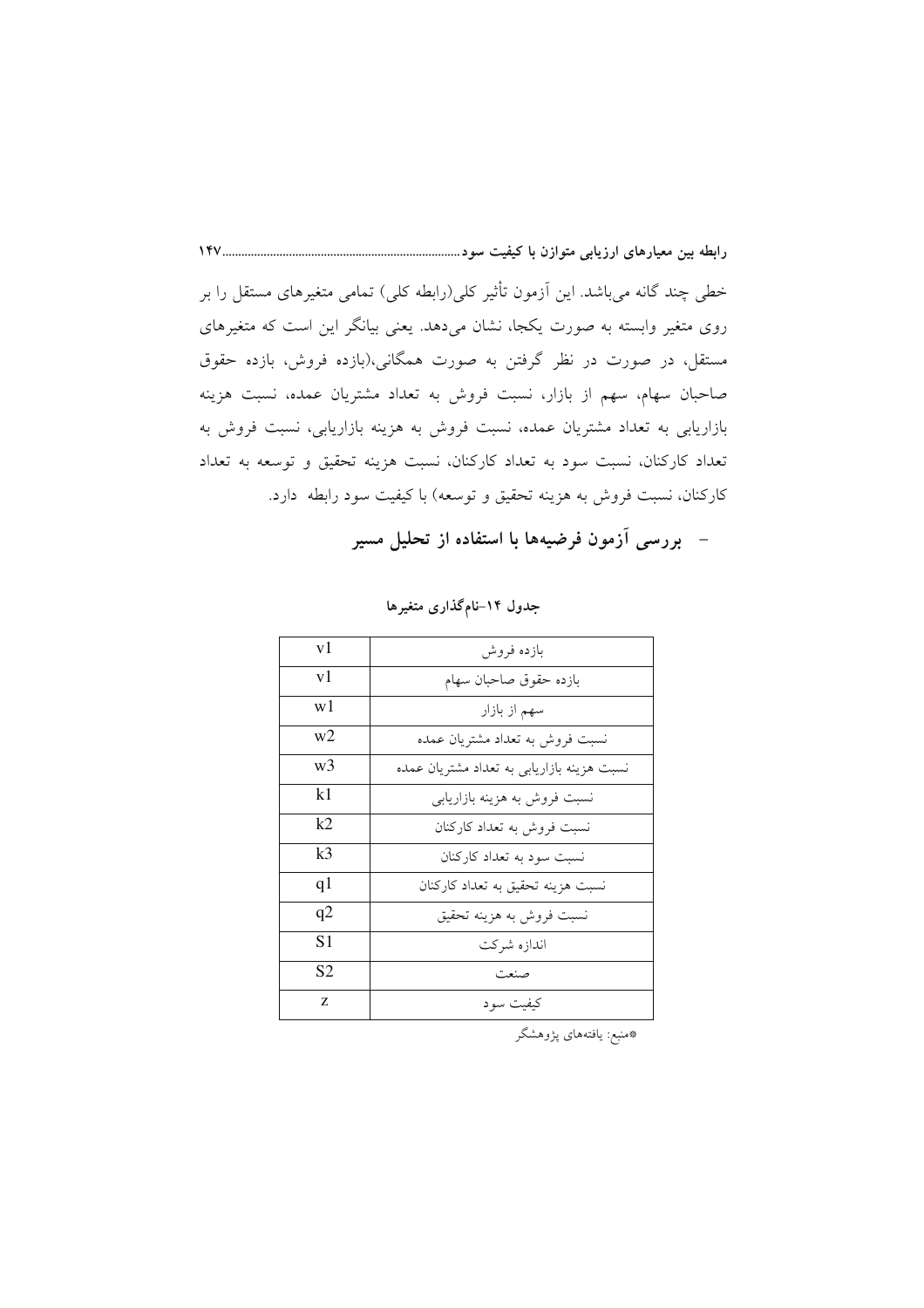خطی چند گانه می‌باشد. این آزمون تأثیر کلی(رابطه کلی) تمامی متغیرهای مستقل را بر روی متغیر وابسته به صورت یکجا، نشان می‌دهد. یعنی بیانگر این است که متغیرهای مستقل، در صورت در نظر گرفتن به صورت همگانی،(بازده فروش، بازده حقوق صاحبان سهام، سهم از بازار، نسبت فروش به تعداد مشتریان عمده، نسبت هزینه بازاریابی به تعداد مشتریان عمده، نسبت فروش به هزینه بازاریابی، نسبت فروش به تعداد کارکنان، نسبت سود به تعداد کارکنان، نسبت هزینه تحقیق و توسعه به تعداد کارکنان، نسبت فروش به هزینه تحقیق و توسعه) با کیفیت سود رابطه دارد.

- **بررسی آزمون فرضیه‌ها با استفاده از تحلیل مسیر**

**جدول ۱۴-نام‌گذاری متغیرها**

| v1 | بازده فروش |
|---|---|
| v1 | بازده حقوق صاحبان سهام |
| w1 | سهم از بازار |
| w2 | نسبت فروش به تعداد مشتریان عمده |
| w3 | نسبت هزینه بازاریابی به تعداد مشتریان عمده |
| k1 | نسبت فروش به هزینه بازاریابی |
| k2 | نسبت فروش به تعداد کارکنان |
| k3 | نسبت سود به تعداد کارکنان |
| q1 | نسبت هزینه تحقیق به تعداد کارکنان |
| q2 | نسبت فروش به هزینه تحقیق |
| S1 | اندازه شرکت |
| S2 | صنعت |
| z | کیفیت سود |

*منبع: یافته‌های پژوهشگر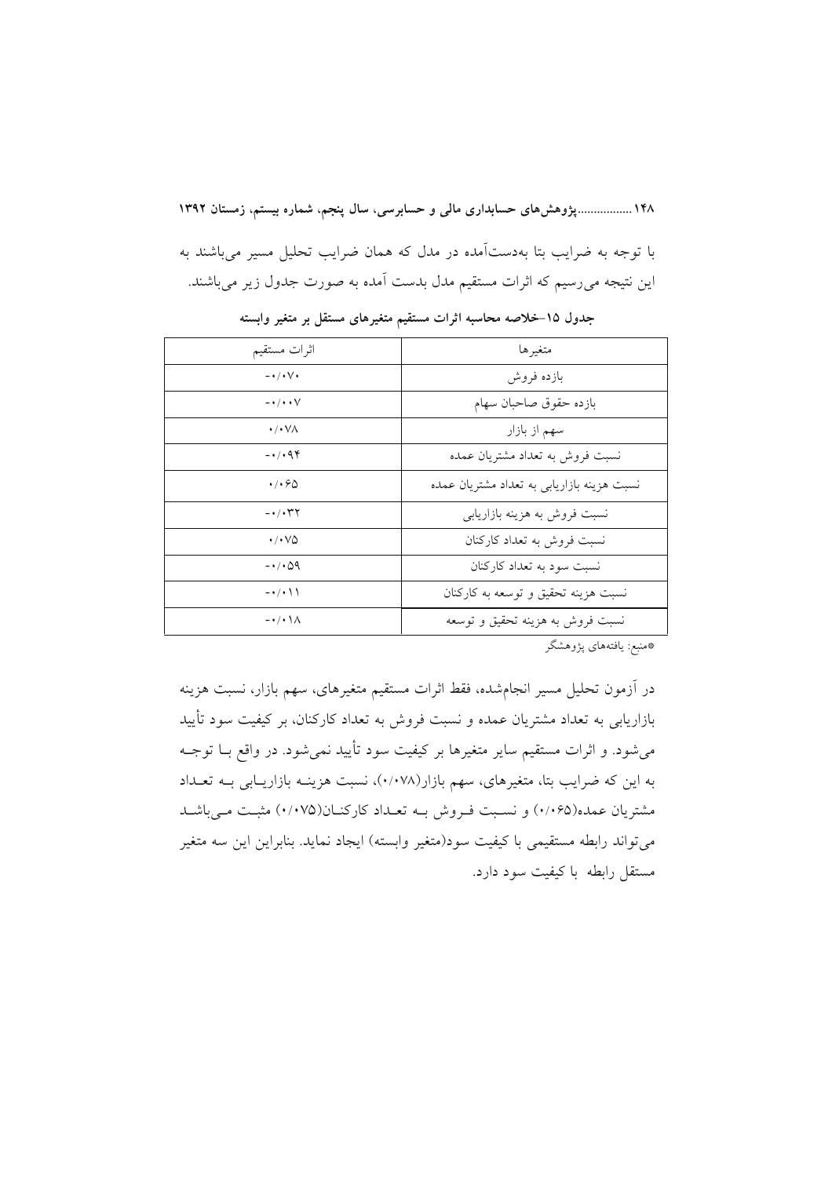با توجه به ضرایب بتا به‌دست‌آمده در مدل که همان ضرایب تحلیل مسیر می‌باشند به این نتیجه می‌رسیم که اثرات مستقیم مدل بدست آمده به صورت جدول زیر می‌باشند.

**جدول ۱۵–خلاصه محاسبه اثرات مستقیم متغیرهای مستقل بر متغیر وابسته**

| متغیرها | اثرات مستقیم |
|---|---|
| بازده فروش | -۰/۰۷۰ |
| بازده حقوق صاحبان سهام | -۰/۰۰۷ |
| سهم از بازار | ۰/۰۷۸ |
| نسبت فروش به تعداد مشتریان عمده | -۰/۰۹۴ |
| نسبت هزینه بازاریابی به تعداد مشتریان عمده | ۰/۰۶۵ |
| نسبت فروش به هزینه بازاریابی | -۰/۰۳۲ |
| نسبت فروش به تعداد کارکنان | ۰/۰۷۵ |
| نسبت سود به تعداد کارکنان | -۰/۰۵۹ |
| نسبت هزینه تحقیق و توسعه به کارکنان | -۰/۰۱۱ |
| نسبت فروش به هزینه تحقیق و توسعه | -۰/۰۱۸ |

*منبع: یافته‌های پژوهشگر

در آزمون تحلیل مسیر انجام‌شده، فقط اثرات مستقیم متغیرهای، سهم بازار، نسبت هزینه بازاریابی به تعداد مشتریان عمده و نسبت فروش به تعداد کارکنان، بر کیفیت سود تأیید می‌شود. و اثرات مستقیم سایر متغیرها بر کیفیت سود تأیید نمی‌شود. در واقع با توجه به این که ضرایب بتا، متغیرهای، سهم بازار(۰/۰۷۸)، نسبت هزینه بازاریابی به تعداد مشتریان عمده(۰/۰۶۵) و نسبت فروش به تعداد کارکنان(۰/۰۷۵) مثبت می‌باشد می‌تواند رابطه مستقیمی با کیفیت سود(متغیر وابسته) ایجاد نماید. بنابراین این سه متغیر مستقل رابطه با کیفیت سود دارد.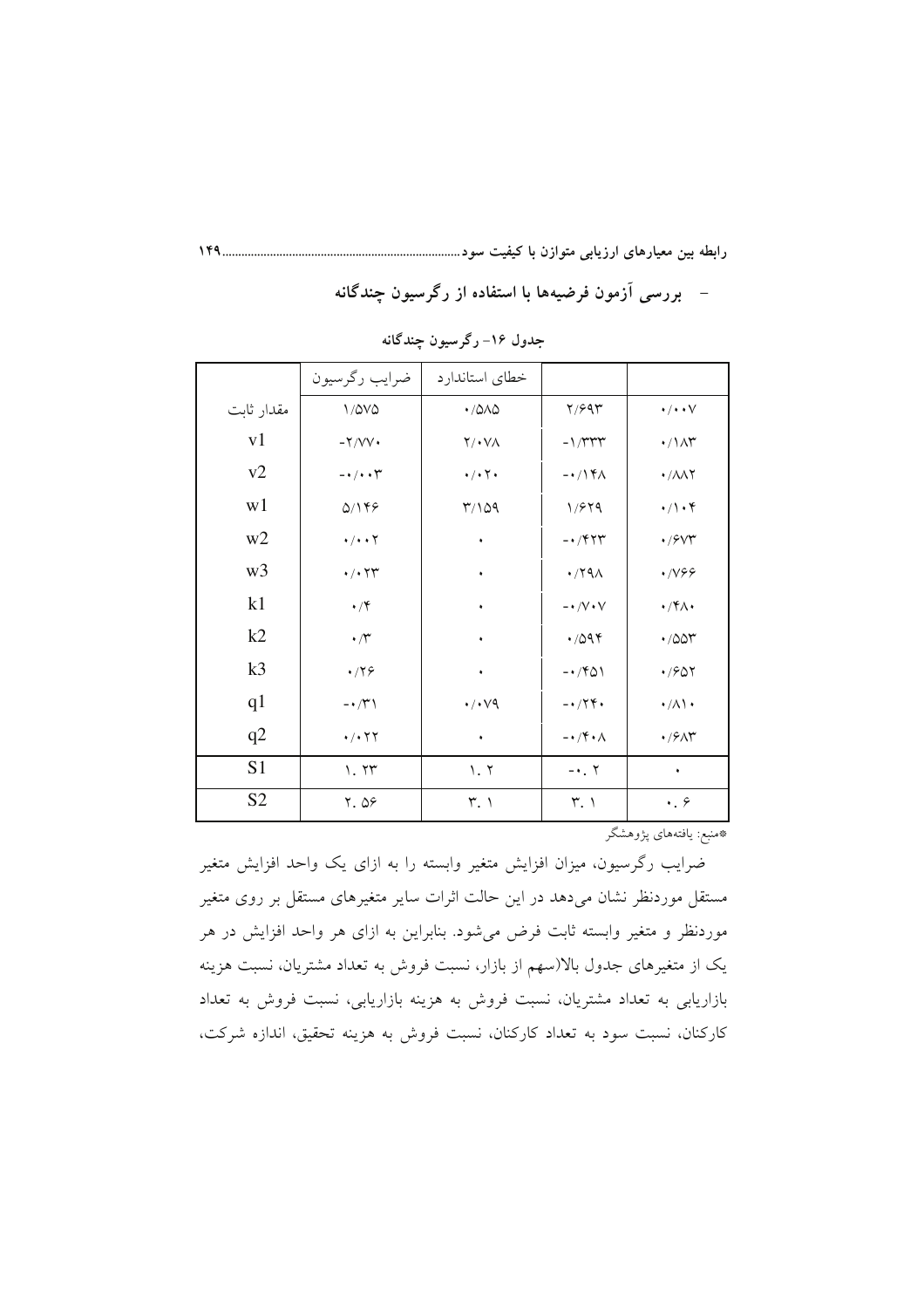- بررسی آزمون فرضیه‌ها با استفاده از رگرسیون چندگانه

جدول ۱۶- رگرسیون چندگانه

| | ضرایب رگرسیون | خطای استاندارد | | |
|---|---|---|---|---|
| مقدار ثابت | ۱/۵۷۵ | ۰/۵۸۵ | ۲/۶۹۳ | ۰/۰۰۷ |
| v1 | -۲/۷۷۰ | ۲/۰۷۸ | -۱/۳۳۳ | ۰/۱۸۳ |
| v2 | -۰/۰۰۳ | ۰/۰۲۰ | -۰/۱۴۸ | ۰/۸۸۲ |
| w1 | ۵/۱۴۶ | ۳/۱۵۹ | ۱/۶۲۹ | ۰/۱۰۴ |
| w2 | ۰/۰۰۲ | ۰ | -۰/۴۲۳ | ۰/۶۷۳ |
| w3 | ۰/۰۲۳ | ۰ | ۰/۲۹۸ | ۰/۷۶۶ |
| k1 | ۰/۴ | ۰ | -۰/۷۰۷ | ۰/۴۸۰ |
| k2 | ۰/۳ | ۰ | ۰/۵۹۴ | ۰/۵۵۳ |
| k3 | ۰/۲۶ | ۰ | -۰/۴۵۱ | ۰/۶۵۲ |
| q1 | -۰/۳۱ | ۰/۰۷۹ | -۰/۲۴۰ | ۰/۸۱۰ |
| q2 | ۰/۰۲۲ | ۰ | -۰/۴۰۸ | ۰/۶۸۳ |
| S1 | ۱. ۲۳ | ۱. ۲ | -۰. ۲ | ۰ |
| S2 | ۲. ۵۶ | ۳. ۱ | ۳. ۱ | ۰. ۶ |

*منبع: یافته‌های پژوهشگر

ضرایب رگرسیون، میزان افزایش متغیر وابسته را به ازای یک واحد افزایش متغیر مستقل موردنظر نشان می‌دهد در این حالت اثرات سایر متغیرهای مستقل بر روی متغیر موردنظر و متغیر وابسته ثابت فرض می‌شود. بنابراین به ازای هر واحد افزایش در هر یک از متغیرهای جدول بالا(سهم از بازار، نسبت فروش به تعداد مشتریان، نسبت هزینه بازاریابی به تعداد مشتریان، نسبت فروش به هزینه بازاریابی، نسبت فروش به تعداد کارکنان، نسبت سود به تعداد کارکنان، نسبت فروش به هزینه تحقیق، اندازه شرکت،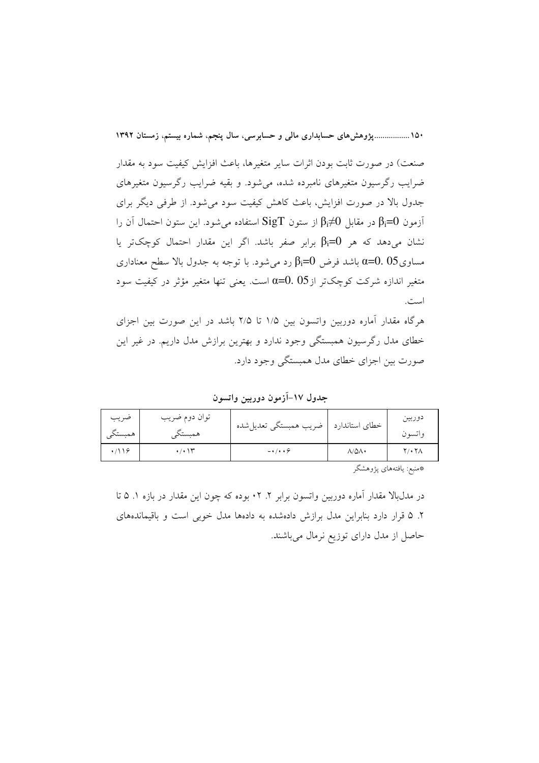صنعت) در صورت ثابت بودن اثرات سایر متغیرها، باعث افزایش کیفیت سود به مقدار ضرایب رگرسیون متغیرهای نامبرده شده، می‌شود. و بقیه ضرایب رگرسیون متغیرهای جدول بالا در صورت افزایش، باعث کاهش کیفیت سود می‌شود. از طرفی دیگر برای آزمون $\beta_i=0$ در مقابل $\beta_i\neq0$ از ستون SigT استفاده می‌شود. این ستون احتمال آن را نشان می‌دهد که هر $\beta_i=0$ برابر صفر باشد. اگر این مقدار احتمال کوچک‌تر یا مساوی $\alpha=0.05$ باشد فرض $\beta_i=0$ رد می‌شود. با توجه به جدول بالا سطح معناداری متغیر اندازه شرکت کوچک‌تر از $\alpha=0.05$ است. یعنی تنها متغیر مؤثر در کیفیت سود است.

هرگاه مقدار آماره دوربین واتسون بین ۱/۵ تا ۲/۵ باشد در این صورت بین اجزای خطای مدل رگرسیون همبستگی وجود ندارد و بهترین برازش مدل داریم. در غیر این صورت بین اجزای خطای مدل همبستگی وجود دارد.

**جدول ۱۷-آزمون دوربین واتسون**

| ضریب همبستگی | توان دوم ضریب همبستگی | ضریب همبستگی تعدیل‌شده | خطای استاندارد | دوربین واتسون |
|---|---|---|---|---|
| ۰/۱۱۶ | ۰/۰۱۳ | -۰/۰۰۶ | ۸/۵۸۰ | ۲/۰۲۸ |

*منبع: یافته‌های پژوهشگر

در مدل‌بالا مقدار آماره دوربین واتسون برابر ۲. ۰۲ بوده که چون این مقدار در بازه ۱. ۵ تا ۲. ۵ قرار دارد بنابراین مدل برازش داده‌شده به داده‌ها مدل خوبی است و باقیمانده‌های حاصل از مدل دارای توزیع نرمال می‌باشند.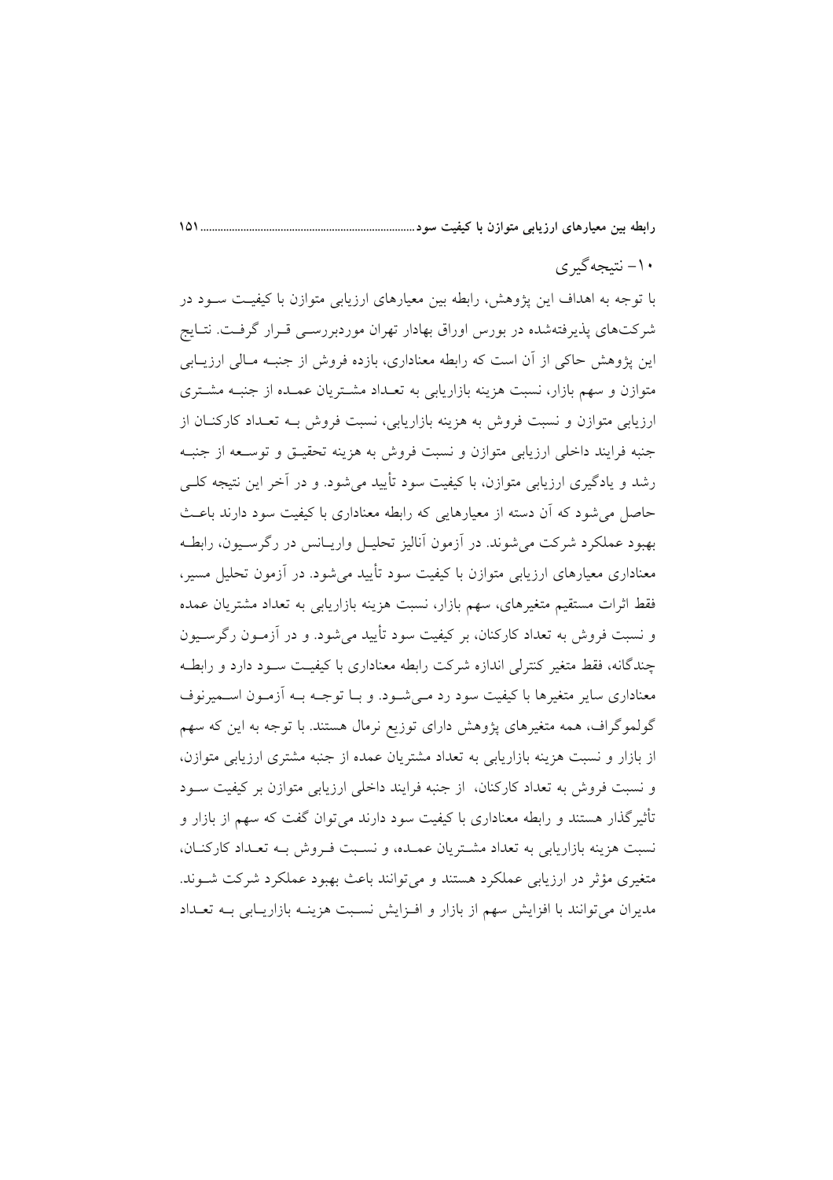## ۱۰- نتیجه‌گیری

با توجه به اهداف این پژوهش، رابطه بین معیارهای ارزیابی متوازن با کیفیت سود در شرکت‌های پذیرفته‌شده در بورس اوراق بهادار تهران موردبررسی قرار گرفت. نتایج این پژوهش حاکی از آن است که رابطه معناداری، بازده فروش از جنبه مالی ارزیابی متوازن و سهم بازار، نسبت هزینه بازاریابی به تعداد مشتریان عمده از جنبه مشتری ارزیابی متوازن و نسبت فروش به هزینه بازاریابی، نسبت فروش به تعداد کارکنان از جنبه فرایند داخلی ارزیابی متوازن و نسبت فروش به هزینه تحقیق و توسعه از جنبه رشد و یادگیری ارزیابی متوازن، با کیفیت سود تأیید می‌شود. و در آخر این نتیجه کلی حاصل می‌شود که آن دسته از معیارهایی که رابطه معناداری با کیفیت سود دارند باعث بهبود عملکرد شرکت می‌شوند. در آزمون آنالیز تحلیل واریانس در رگرسیون، رابطه معناداری معیارهای ارزیابی متوازن با کیفیت سود تأیید می‌شود. در آزمون تحلیل مسیر، فقط اثرات مستقیم متغیرهای، سهم بازار، نسبت هزینه بازاریابی به تعداد مشتریان عمده و نسبت فروش به تعداد کارکنان، بر کیفیت سود تأیید می‌شود. و در آزمون رگرسیون چندگانه، فقط متغیر کنترلی اندازه شرکت رابطه معناداری با کیفیت سود دارد و رابطه معناداری سایر متغیرها با کیفیت سود رد می‌شود. و با توجه به آزمون اسمیرنوف گولموگراف، همه متغیرهای پژوهش دارای توزیع نرمال هستند. با توجه به این که سهم از بازار و نسبت هزینه بازاریابی به تعداد مشتریان عمده از جنبه مشتری ارزیابی متوازن، و نسبت فروش به تعداد کارکنان، از جنبه فرایند داخلی ارزیابی متوازن بر کیفیت سود تأثیرگذار هستند و رابطه معناداری با کیفیت سود دارند می‌توان گفت که سهم از بازار و نسبت هزینه بازاریابی به تعداد مشتریان عمده، و نسبت فروش به تعداد کارکنان، متغیری مؤثر در ارزیابی عملکرد هستند و می‌توانند باعث بهبود عملکرد شرکت شوند. مدیران می‌توانند با افزایش سهم از بازار و افزایش نسبت هزینه بازاریابی به تعداد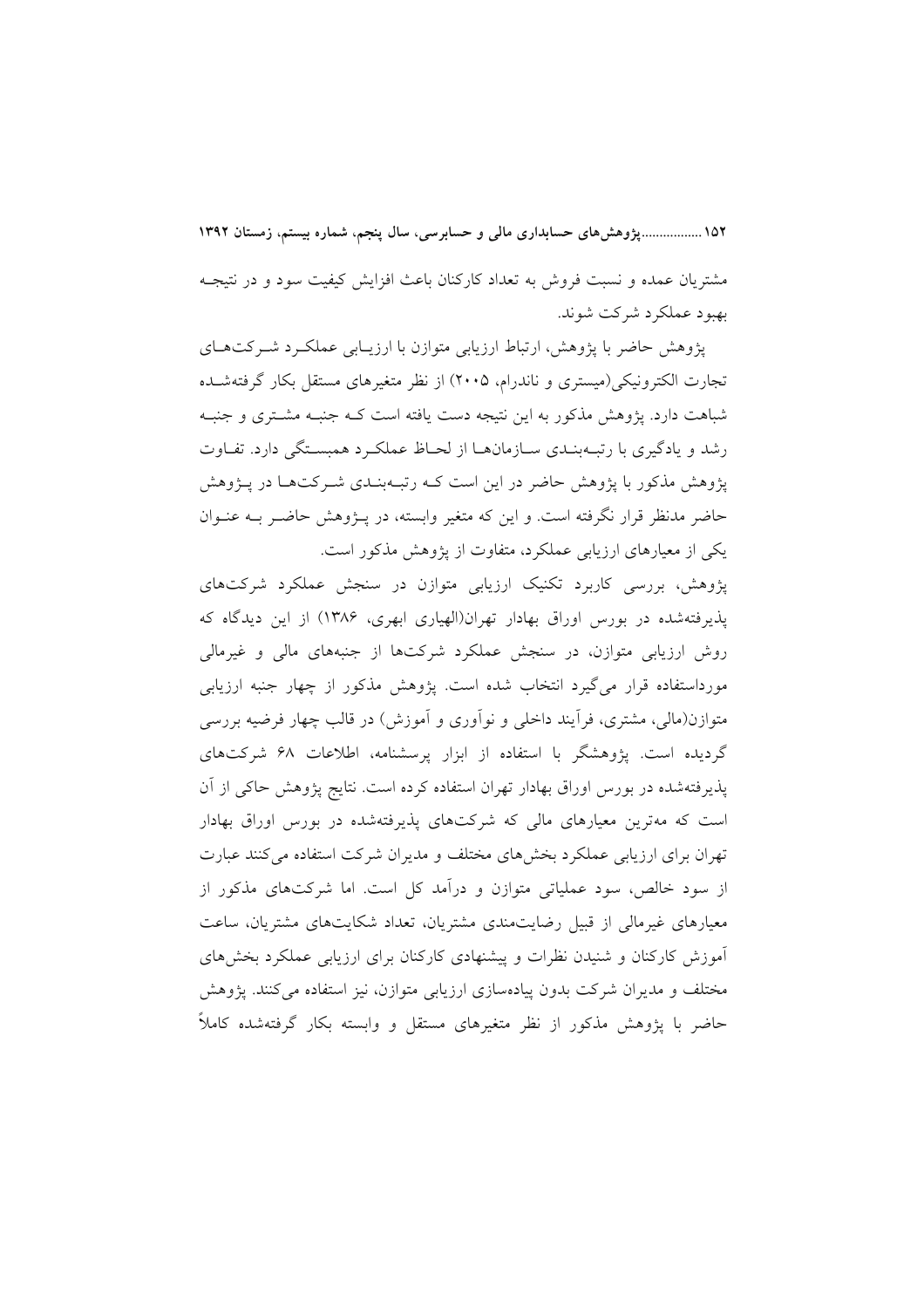مشتریان عمده و نسبت فروش به تعداد کارکنان باعث افزایش کیفیت سود و در نتیجه بهبود عملکرد شرکت شوند.

پژوهش حاضر با پژوهش، ارتباط ارزیابی متوازن با ارزیابی عملکرد شرکت‌های تجارت الکترونیکی(میستری و ناندرام، ۲۰۰۵) از نظر متغیرهای مستقل بکار گرفته‌شده شباهت دارد. پژوهش مذکور به این نتیجه دست یافته است که جنبه مشتری و جنبه رشد و یادگیری با رتبه‌بندی سازمان‌ها از لحاظ عملکرد همبستگی دارد. تفاوت پژوهش مذکور با پژوهش حاضر در این است که رتبه‌بندی شرکت‌ها در پژوهش حاضر مدنظر قرار نگرفته است. و این که متغیر وابسته، در پژوهش حاضر به عنوان یکی از معیارهای ارزیابی عملکرد، متفاوت از پژوهش مذکور است.

پژوهش، بررسی کاربرد تکنیک ارزیابی متوازن در سنجش عملکرد شرکت‌های پذیرفته‌شده در بورس اوراق بهادار تهران(الهیاری ابهری، ۱۳۸۶) از این دیدگاه که روش ارزیابی متوازن، در سنجش عملکرد شرکت‌ها از جنبه‌های مالی و غیرمالی مورداستفاده قرار می‌گیرد انتخاب شده است. پژوهش مذکور از چهار جنبه ارزیابی متوازن(مالی، مشتری، فرآیند داخلی و نوآوری و آموزش) در قالب چهار فرضیه بررسی گردیده است. پژوهشگر با استفاده از ابزار پرسشنامه، اطلاعات ۶۸ شرکت‌های پذیرفته‌شده در بورس اوراق بهادار تهران استفاده کرده است. نتایج پژوهش حاکی از آن است که مهترین معیارهای مالی که شرکت‌های پذیرفته‌شده در بورس اوراق بهادار تهران برای ارزیابی عملکرد بخش‌های مختلف و مدیران شرکت استفاده می‌کنند عبارت از سود خالص، سود عملیاتی متوازن و درآمد کل است. اما شرکت‌های مذکور از معیارهای غیرمالی از قبیل رضایت‌مندی مشتریان، تعداد شکایت‌های مشتریان، ساعت آموزش کارکنان و شنیدن نظرات و پیشنهادی کارکنان برای ارزیابی عملکرد بخش‌های مختلف و مدیران شرکت بدون پیاده‌سازی ارزیابی متوازن، نیز استفاده می‌کنند. پژوهش حاضر با پژوهش مذکور از نظر متغیرهای مستقل و وابسته بکار گرفته‌شده کاملاً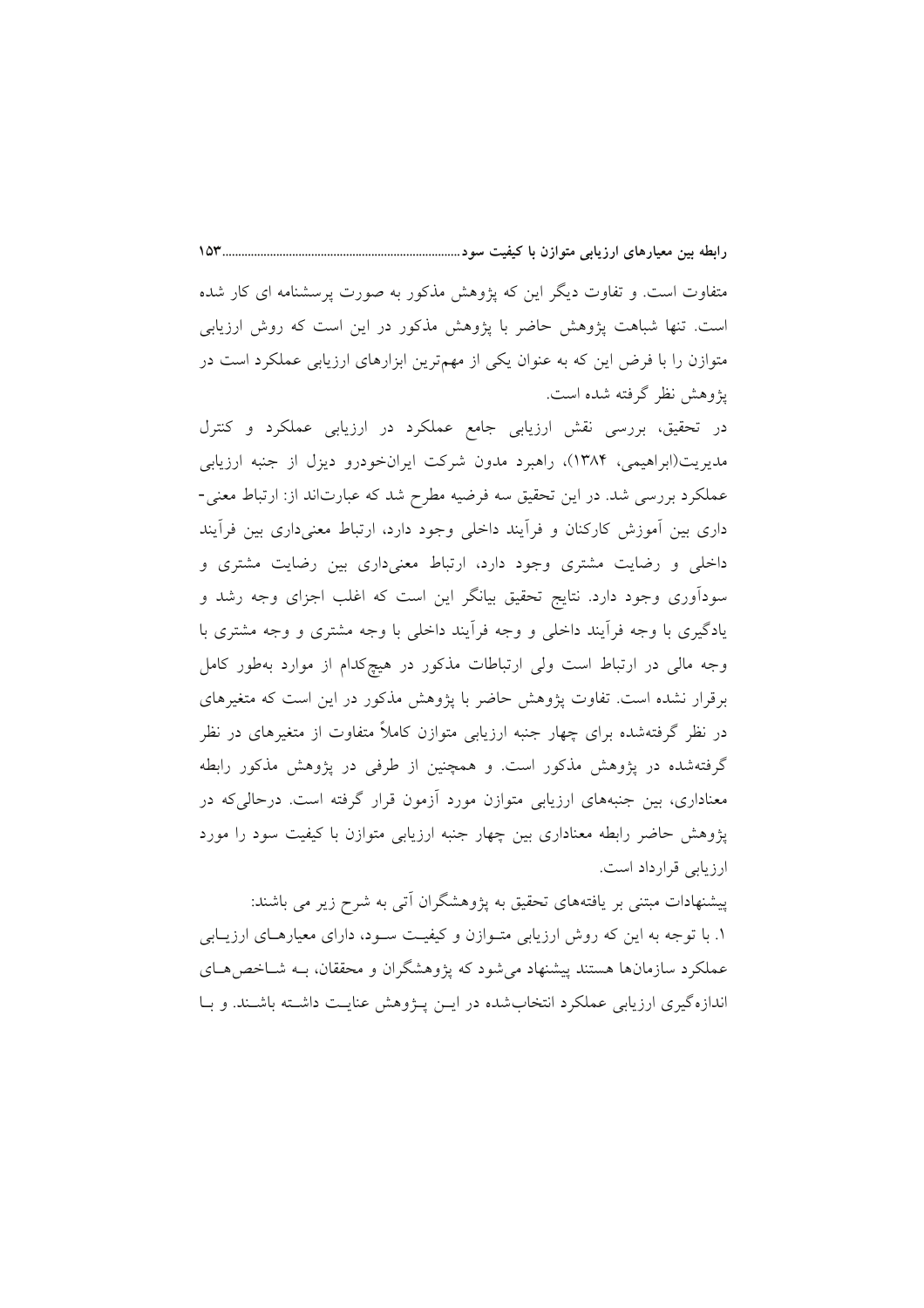متفاوت است. و تفاوت دیگر این که پژوهش مذکور به صورت پرسشنامه ای کار شده است. تنها شباهت پژوهش حاضر با پژوهش مذکور در این است که روش ارزیابی متوازن را با فرض این که به عنوان یکی از مهم‌ترین ابزارهای ارزیابی عملکرد است در پژوهش نظر گرفته شده است.

در تحقیق، بررسی نقش ارزیابی جامع عملکرد در ارزیابی عملکرد و کنترل مدیریت(ابراهیمی، ۱۳۸۴)، راهبرد مدون شرکت ایران‌خودرو دیزل از جنبه ارزیابی عملکرد بررسی شد. در این تحقیق سه فرضیه مطرح شد که عبارت‌اند از: ارتباط معنی-داری بین آموزش کارکنان و فرآیند داخلی وجود دارد، ارتباط معنی‌داری بین فرآیند داخلی و رضایت مشتری وجود دارد، ارتباط معنی‌داری بین رضایت مشتری و سودآوری وجود دارد. نتایج تحقیق بیانگر این است که اغلب اجزای وجه رشد و یادگیری با وجه فرآیند داخلی و وجه فرآیند داخلی با وجه مشتری و وجه مشتری با وجه مالی در ارتباط است ولی ارتباطات مذکور در هیچ‌کدام از موارد به‌طور کامل برقرار نشده است. تفاوت پژوهش حاضر با پژوهش مذکور در این است که متغیرهای در نظر گرفته‌شده برای چهار جنبه ارزیابی متوازن کاملاً متفاوت از متغیرهای در نظر گرفته‌شده در پژوهش مذکور است. و همچنین از طرفی در پژوهش مذکور رابطه معناداری، بین جنبه‌های ارزیابی متوازن مورد آزمون قرار گرفته است. درحالی‌که در پژوهش حاضر رابطه معناداری بین چهار جنبه ارزیابی متوازن با کیفیت سود را مورد ارزیابی قرارداد است.

پیشنهادات مبتنی بر یافته‌های تحقیق به پژوهشگران آتی به شرح زیر می باشند:

۱. با توجه به این که روش ارزیابی متوازن و کیفیت سود، دارای معیارهای ارزیابی عملکرد سازمان‌ها هستند پیشنهاد می‌شود که پژوهشگران و محققان، به شاخص‌های اندازه‌گیری ارزیابی عملکرد انتخاب‌شده در این پژوهش عنایت داشته باشند. و با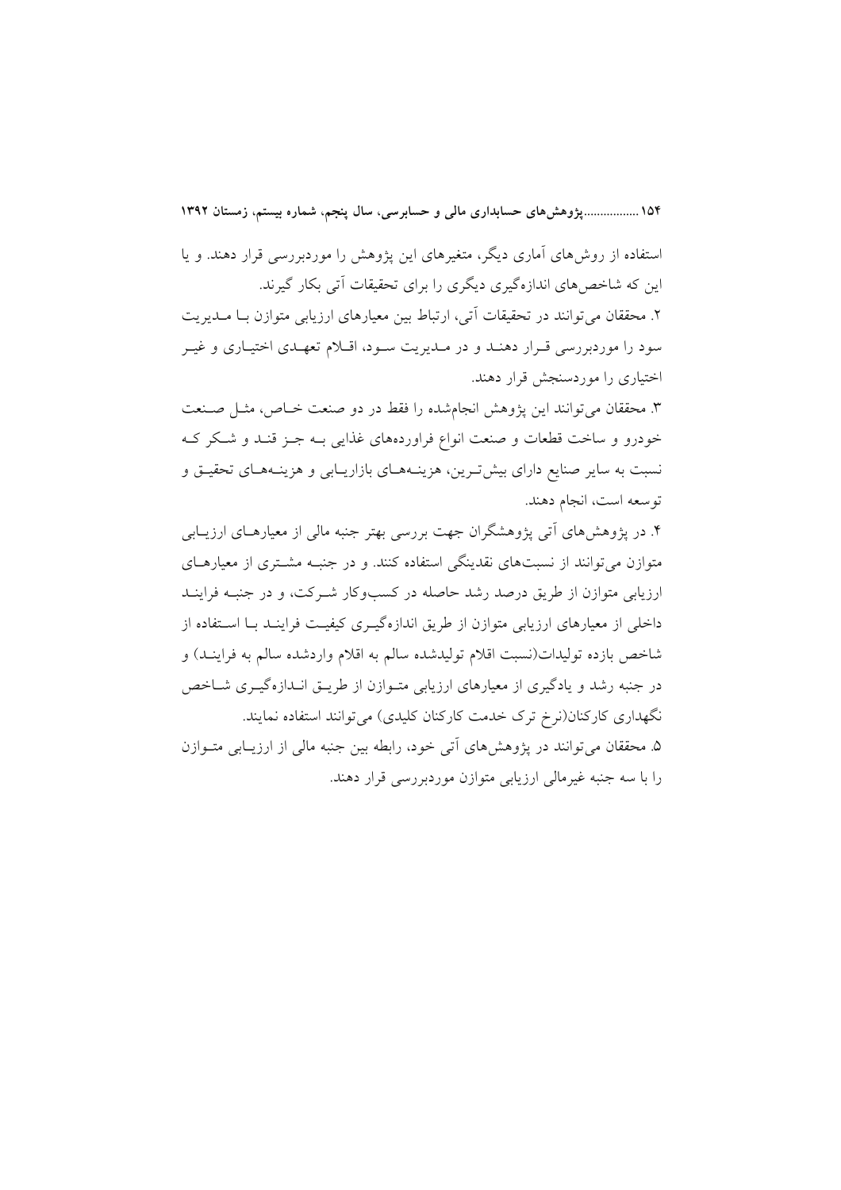استفاده از روش‌های آماری دیگر، متغیرهای این پژوهش را موردبررسی قرار دهند. و یا این که شاخص‌های اندازه‌گیری دیگری را برای تحقیقات آتی بکار گیرند.

۲. محققان می‌توانند در تحقیقات آتی، ارتباط بین معیارهای ارزیابی متوازن با مدیریت سود را موردبررسی قرار دهند و در مدیریت سود، اقلام تعهدی اختیاری و غیر اختیاری را موردسنجش قرار دهند.

۳. محققان می‌توانند این پژوهش انجام‌شده را فقط در دو صنعت خاص، مثل صنعت خودرو و ساخت قطعات و صنعت انواع فراورده‌های غذایی به جز قند و شکر که نسبت به سایر صنایع دارای بیش‌ترین، هزینه‌های بازاریابی و هزینه‌های تحقیق و توسعه است، انجام دهند.

۴. در پژوهش‌های آتی پژوهشگران جهت بررسی بهتر جنبه مالی از معیارهای ارزیابی متوازن می‌توانند از نسبت‌های نقدینگی استفاده کنند. و در جنبه مشتری از معیارهای ارزیابی متوازن از طریق درصد رشد حاصله در کسب‌وکار شرکت، و در جنبه فرایند داخلی از معیارهای ارزیابی متوازن از طریق اندازه‌گیری کیفیت فرایند با استفاده از شاخص بازده تولیدات(نسبت اقلام تولیدشده سالم به اقلام واردشده سالم به فرایند) و در جنبه رشد و یادگیری از معیارهای ارزیابی متوازن از طریق اندازه‌گیری شاخص نگهداری کارکنان(نرخ ترک خدمت کارکنان کلیدی) می‌توانند استفاده نمایند.

۵. محققان می‌توانند در پژوهش‌های آتی خود، رابطه بین جنبه مالی از ارزیابی متوازن را با سه جنبه غیرمالی ارزیابی متوازن موردبررسی قرار دهند.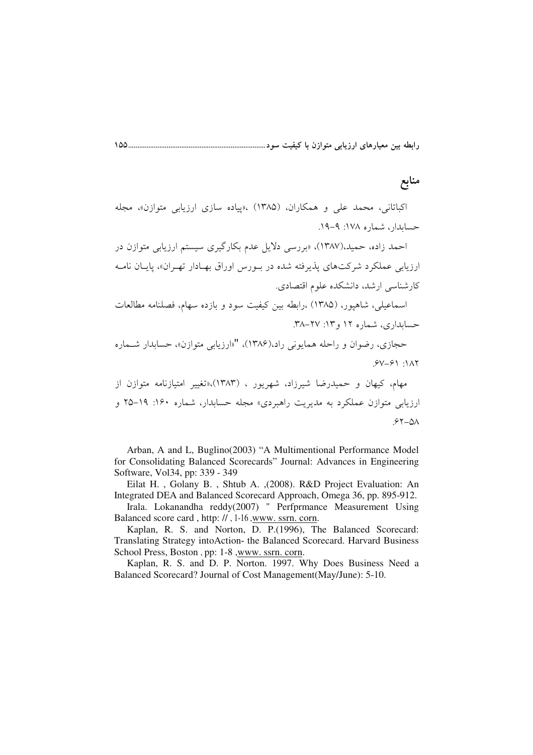## منابع

اکباتانی، محمد علی و همکاران، (۱۳۸۵) ،«پیاده سازی ارزیابی متوازن»، مجله حسابدار، شماره ۱۷۸: ۹-۱۹.

احمد زاده، حمید،(۱۳۸۷)، «بررسی دلایل عدم بکارگیری سیستم ارزیابی متوازن در ارزیابی عملکرد شرکت‌های پذیرفته شده در بورس اوراق بهادار تهران»، پایان نامه کارشناسی ارشد، دانشکده علوم اقتصادی.

اسماعیلی، شاهپور، (۱۳۸۵) ،رابطه بین کیفیت سود و بازده سهام، فصلنامه مطالعات حسابداری، شماره ۱۲ و۱۳: ۲۷-۳۸.

حجازی، رضوان و راحله همایونی راد،(۱۳۸۶)، "«ارزیابی متوازن»، حسابدار شماره ۱۸۲: ۶۱-۶۷.

مهام، کیهان و حمیدرضا شیرزاد، شهریور ، (۱۳۸۳)،«تغییر امتیازنامه متوازن از ارزیابی متوازن عملکرد به مدیریت راهبردی» مجله حسابدار، شماره ۱۶۰: ۱۹-۲۵ و ۵۸-۶۲.

Arban, A and L, Buglino(2003) "A Multimentional Performance Model for Consolidating Balanced Scorecards" Journal: Advances in Engineering Software, Vol34, pp: 339 - 349

Eilat H. , Golany B. , Shtub A. ,(2008). R&D Project Evaluation: An Integrated DEA and Balanced Scorecard Approach, Omega 36, pp. 895-912.

Irala. Lokanandha reddy(2007) " Perfprmance Measurement Using Balanced score card , http: // , 1-16 ,www. ssrn. corn.

Kaplan, R. S. and Norton, D. P.(1996), The Balanced Scorecard: Translating Strategy intoAction- the Balanced Scorecard. Harvard Business School Press, Boston , pp: 1-8 ,www. ssrn. corn.

Kaplan, R. S. and D. P. Norton. 1997. Why Does Business Need a Balanced Scorecard? Journal of Cost Management(May/June): 5-10.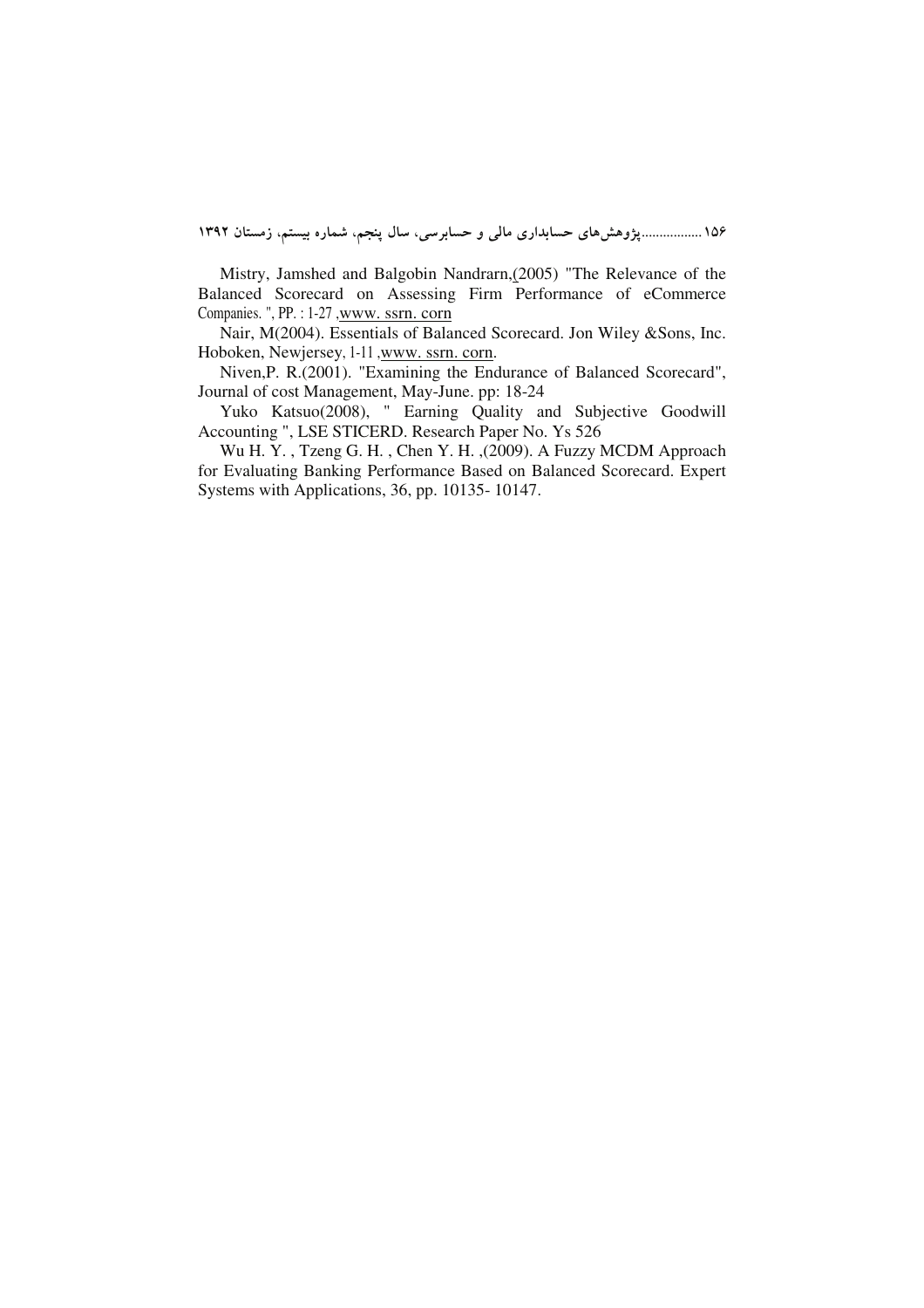Mistry, Jamshed and Balgobin Nandrarn,(2005) "The Relevance of the Balanced Scorecard on Assessing Firm Performance of eCommerce Companies. ", PP. : 1-27 ,www. ssrn. corn

Nair, M(2004). Essentials of Balanced Scorecard. Jon Wiley &Sons, Inc. Hoboken, Newjersey, 1-11 ,www. ssrn. corn.

Niven,P. R.(2001). "Examining the Endurance of Balanced Scorecard", Journal of cost Management, May-June. pp: 18-24

Yuko Katsuo(2008), " Earning Quality and Subjective Goodwill Accounting ", LSE STICERD. Research Paper No. Ys 526

Wu H. Y. , Tzeng G. H. , Chen Y. H. ,(2009). A Fuzzy MCDM Approach for Evaluating Banking Performance Based on Balanced Scorecard. Expert Systems with Applications, 36, pp. 10135- 10147.